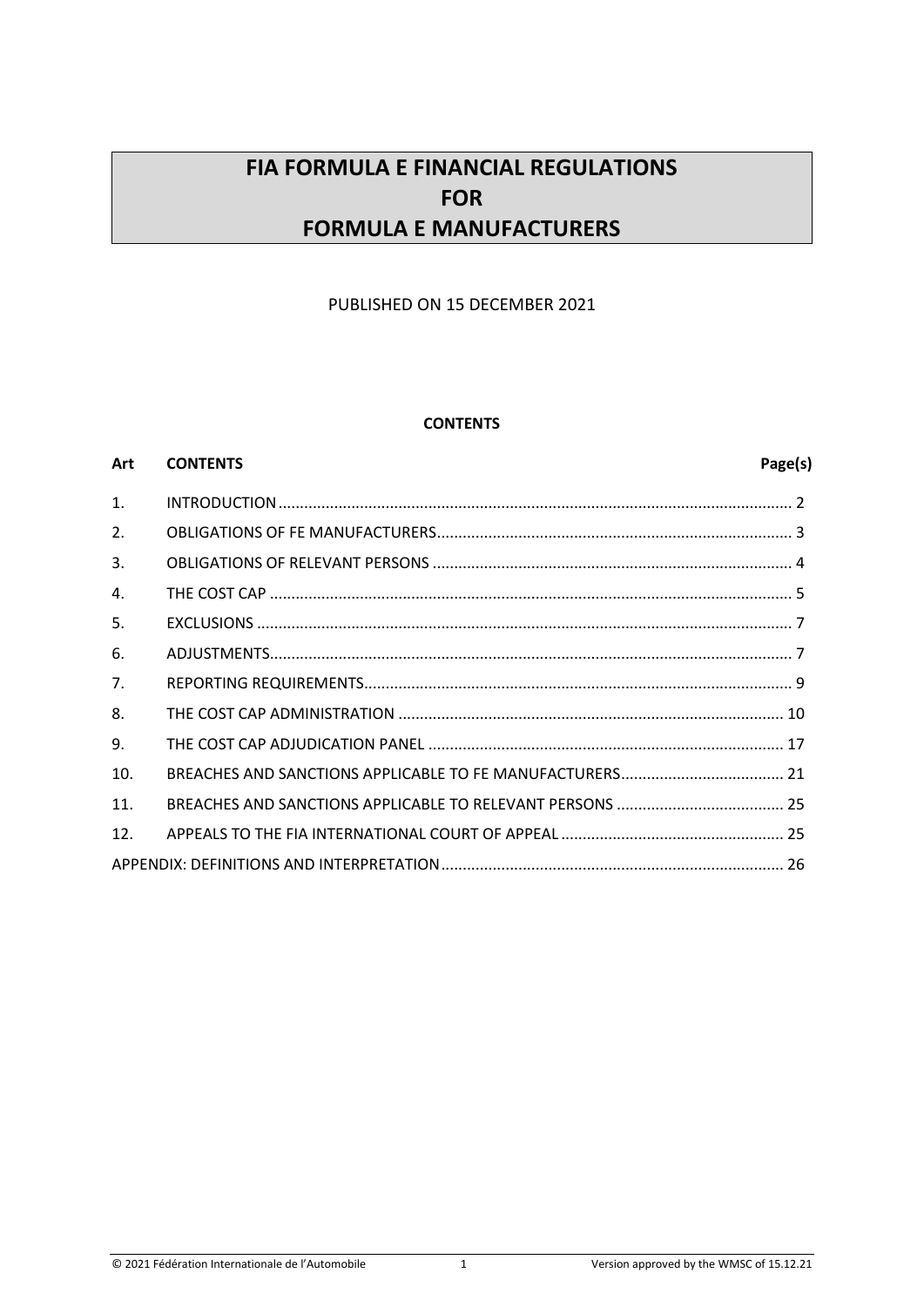# FIA FORMULA E FINANCIAL REGULATIONS FOR FORMULA E MANUFACTURERS

PUBLISHED ON 15 DECEMBER 2021

**CONTENTS**

| Art | CONTENTS | Page(s) |
|---|---|---|
| 1. | INTRODUCTION | 2 |
| 2. | OBLIGATIONS OF FE MANUFACTURERS | 3 |
| 3. | OBLIGATIONS OF RELEVANT PERSONS | 4 |
| 4. | THE COST CAP | 5 |
| 5. | EXCLUSIONS | 7 |
| 6. | ADJUSTMENTS | 7 |
| 7. | REPORTING REQUIREMENTS | 9 |
| 8. | THE COST CAP ADMINISTRATION | 10 |
| 9. | THE COST CAP ADJUDICATION PANEL | 17 |
| 10. | BREACHES AND SANCTIONS APPLICABLE TO FE MANUFACTURERS | 21 |
| 11. | BREACHES AND SANCTIONS APPLICABLE TO RELEVANT PERSONS | 25 |
| 12. | APPEALS TO THE FIA INTERNATIONAL COURT OF APPEAL | 25 |
| | APPENDIX: DEFINITIONS AND INTERPRETATION | 26 |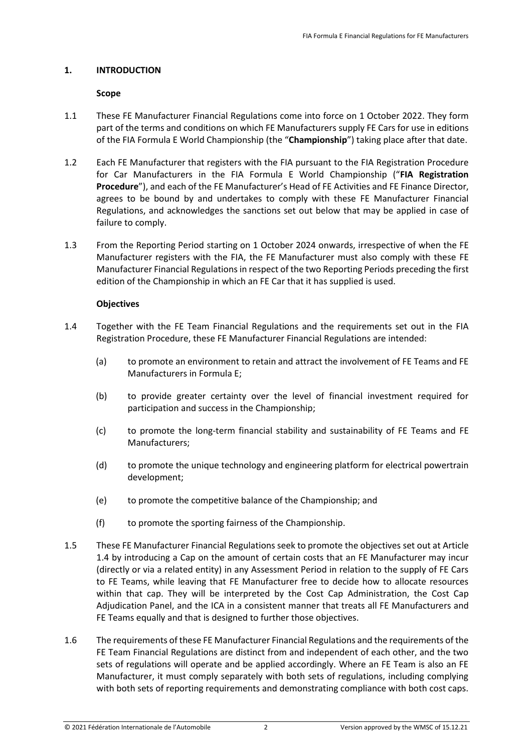## 1. INTRODUCTION

### Scope

1.1 These FE Manufacturer Financial Regulations come into force on 1 October 2022. They form part of the terms and conditions on which FE Manufacturers supply FE Cars for use in editions of the FIA Formula E World Championship (the "**Championship**") taking place after that date.

1.2 Each FE Manufacturer that registers with the FIA pursuant to the FIA Registration Procedure for Car Manufacturers in the FIA Formula E World Championship ("**FIA Registration Procedure**"), and each of the FE Manufacturer's Head of FE Activities and FE Finance Director, agrees to be bound by and undertakes to comply with these FE Manufacturer Financial Regulations, and acknowledges the sanctions set out below that may be applied in case of failure to comply.

1.3 From the Reporting Period starting on 1 October 2024 onwards, irrespective of when the FE Manufacturer registers with the FIA, the FE Manufacturer must also comply with these FE Manufacturer Financial Regulations in respect of the two Reporting Periods preceding the first edition of the Championship in which an FE Car that it has supplied is used.

### Objectives

1.4 Together with the FE Team Financial Regulations and the requirements set out in the FIA Registration Procedure, these FE Manufacturer Financial Regulations are intended:

(a) to promote an environment to retain and attract the involvement of FE Teams and FE Manufacturers in Formula E;

(b) to provide greater certainty over the level of financial investment required for participation and success in the Championship;

(c) to promote the long-term financial stability and sustainability of FE Teams and FE Manufacturers;

(d) to promote the unique technology and engineering platform for electrical powertrain development;

(e) to promote the competitive balance of the Championship; and

(f) to promote the sporting fairness of the Championship.

1.5 These FE Manufacturer Financial Regulations seek to promote the objectives set out at Article 1.4 by introducing a Cap on the amount of certain costs that an FE Manufacturer may incur (directly or via a related entity) in any Assessment Period in relation to the supply of FE Cars to FE Teams, while leaving that FE Manufacturer free to decide how to allocate resources within that cap. They will be interpreted by the Cost Cap Administration, the Cost Cap Adjudication Panel, and the ICA in a consistent manner that treats all FE Manufacturers and FE Teams equally and that is designed to further those objectives.

1.6 The requirements of these FE Manufacturer Financial Regulations and the requirements of the FE Team Financial Regulations are distinct from and independent of each other, and the two sets of regulations will operate and be applied accordingly. Where an FE Team is also an FE Manufacturer, it must comply separately with both sets of regulations, including complying with both sets of reporting requirements and demonstrating compliance with both cost caps.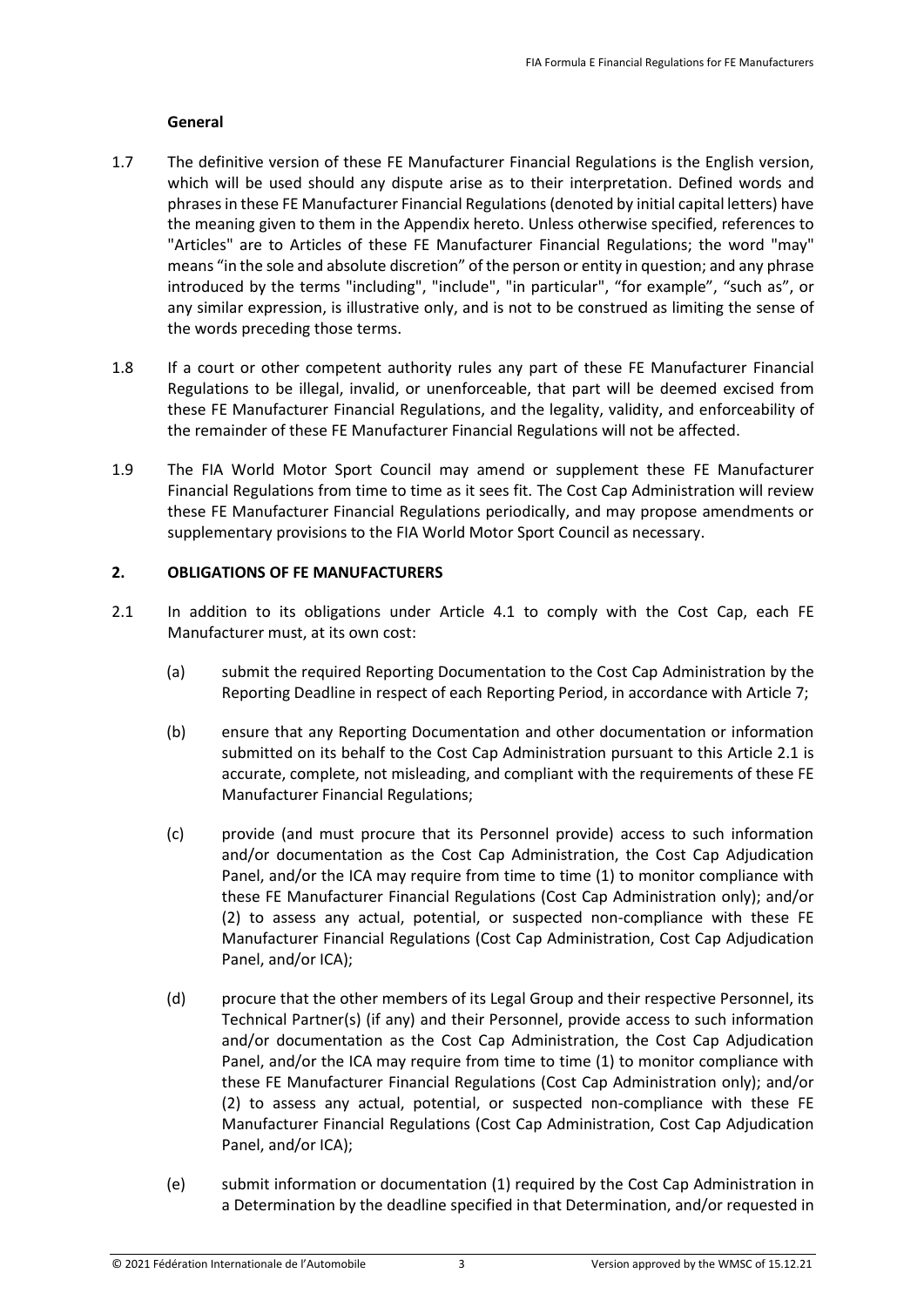**General**

1.7 The definitive version of these FE Manufacturer Financial Regulations is the English version, which will be used should any dispute arise as to their interpretation. Defined words and phrases in these FE Manufacturer Financial Regulations (denoted by initial capital letters) have the meaning given to them in the Appendix hereto. Unless otherwise specified, references to "Articles" are to Articles of these FE Manufacturer Financial Regulations; the word "may" means "in the sole and absolute discretion" of the person or entity in question; and any phrase introduced by the terms "including", "include", "in particular", "for example", "such as", or any similar expression, is illustrative only, and is not to be construed as limiting the sense of the words preceding those terms.

1.8 If a court or other competent authority rules any part of these FE Manufacturer Financial Regulations to be illegal, invalid, or unenforceable, that part will be deemed excised from these FE Manufacturer Financial Regulations, and the legality, validity, and enforceability of the remainder of these FE Manufacturer Financial Regulations will not be affected.

1.9 The FIA World Motor Sport Council may amend or supplement these FE Manufacturer Financial Regulations from time to time as it sees fit. The Cost Cap Administration will review these FE Manufacturer Financial Regulations periodically, and may propose amendments or supplementary provisions to the FIA World Motor Sport Council as necessary.

## 2. OBLIGATIONS OF FE MANUFACTURERS

2.1 In addition to its obligations under Article 4.1 to comply with the Cost Cap, each FE Manufacturer must, at its own cost:

(a) submit the required Reporting Documentation to the Cost Cap Administration by the Reporting Deadline in respect of each Reporting Period, in accordance with Article 7;

(b) ensure that any Reporting Documentation and other documentation or information submitted on its behalf to the Cost Cap Administration pursuant to this Article 2.1 is accurate, complete, not misleading, and compliant with the requirements of these FE Manufacturer Financial Regulations;

(c) provide (and must procure that its Personnel provide) access to such information and/or documentation as the Cost Cap Administration, the Cost Cap Adjudication Panel, and/or the ICA may require from time to time (1) to monitor compliance with these FE Manufacturer Financial Regulations (Cost Cap Administration only); and/or (2) to assess any actual, potential, or suspected non-compliance with these FE Manufacturer Financial Regulations (Cost Cap Administration, Cost Cap Adjudication Panel, and/or ICA);

(d) procure that the other members of its Legal Group and their respective Personnel, its Technical Partner(s) (if any) and their Personnel, provide access to such information and/or documentation as the Cost Cap Administration, the Cost Cap Adjudication Panel, and/or the ICA may require from time to time (1) to monitor compliance with these FE Manufacturer Financial Regulations (Cost Cap Administration only); and/or (2) to assess any actual, potential, or suspected non-compliance with these FE Manufacturer Financial Regulations (Cost Cap Administration, Cost Cap Adjudication Panel, and/or ICA);

(e) submit information or documentation (1) required by the Cost Cap Administration in a Determination by the deadline specified in that Determination, and/or requested in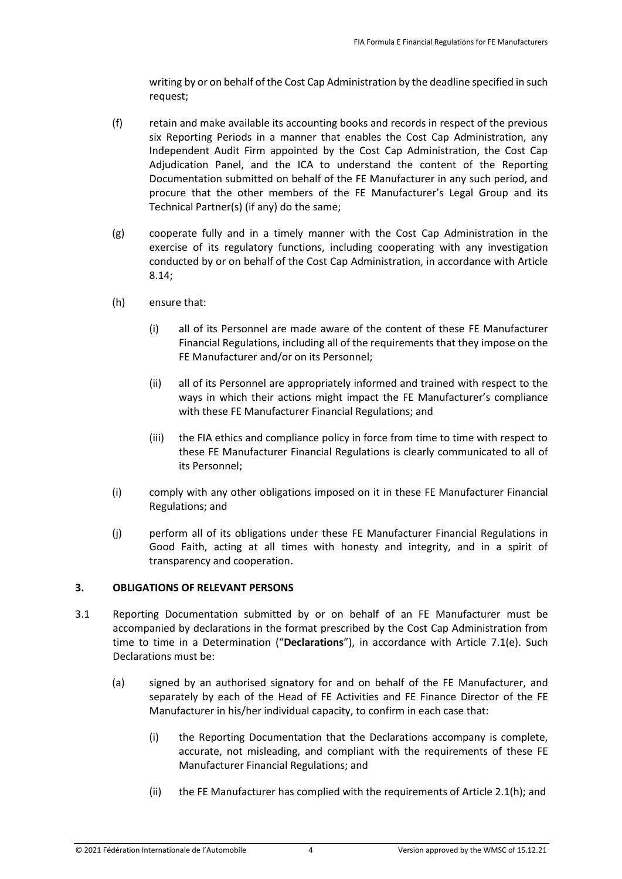writing by or on behalf of the Cost Cap Administration by the deadline specified in such request;

(f) retain and make available its accounting books and records in respect of the previous six Reporting Periods in a manner that enables the Cost Cap Administration, any Independent Audit Firm appointed by the Cost Cap Administration, the Cost Cap Adjudication Panel, and the ICA to understand the content of the Reporting Documentation submitted on behalf of the FE Manufacturer in any such period, and procure that the other members of the FE Manufacturer's Legal Group and its Technical Partner(s) (if any) do the same;

(g) cooperate fully and in a timely manner with the Cost Cap Administration in the exercise of its regulatory functions, including cooperating with any investigation conducted by or on behalf of the Cost Cap Administration, in accordance with Article 8.14;

(h) ensure that:

   (i) all of its Personnel are made aware of the content of these FE Manufacturer Financial Regulations, including all of the requirements that they impose on the FE Manufacturer and/or on its Personnel;

   (ii) all of its Personnel are appropriately informed and trained with respect to the ways in which their actions might impact the FE Manufacturer's compliance with these FE Manufacturer Financial Regulations; and

   (iii) the FIA ethics and compliance policy in force from time to time with respect to these FE Manufacturer Financial Regulations is clearly communicated to all of its Personnel;

(i) comply with any other obligations imposed on it in these FE Manufacturer Financial Regulations; and

(j) perform all of its obligations under these FE Manufacturer Financial Regulations in Good Faith, acting at all times with honesty and integrity, and in a spirit of transparency and cooperation.

## 3. OBLIGATIONS OF RELEVANT PERSONS

3.1 Reporting Documentation submitted by or on behalf of an FE Manufacturer must be accompanied by declarations in the format prescribed by the Cost Cap Administration from time to time in a Determination ("**Declarations**"), in accordance with Article 7.1(e). Such Declarations must be:

(a) signed by an authorised signatory for and on behalf of the FE Manufacturer, and separately by each of the Head of FE Activities and FE Finance Director of the FE Manufacturer in his/her individual capacity, to confirm in each case that:

   (i) the Reporting Documentation that the Declarations accompany is complete, accurate, not misleading, and compliant with the requirements of these FE Manufacturer Financial Regulations; and

   (ii) the FE Manufacturer has complied with the requirements of Article 2.1(h); and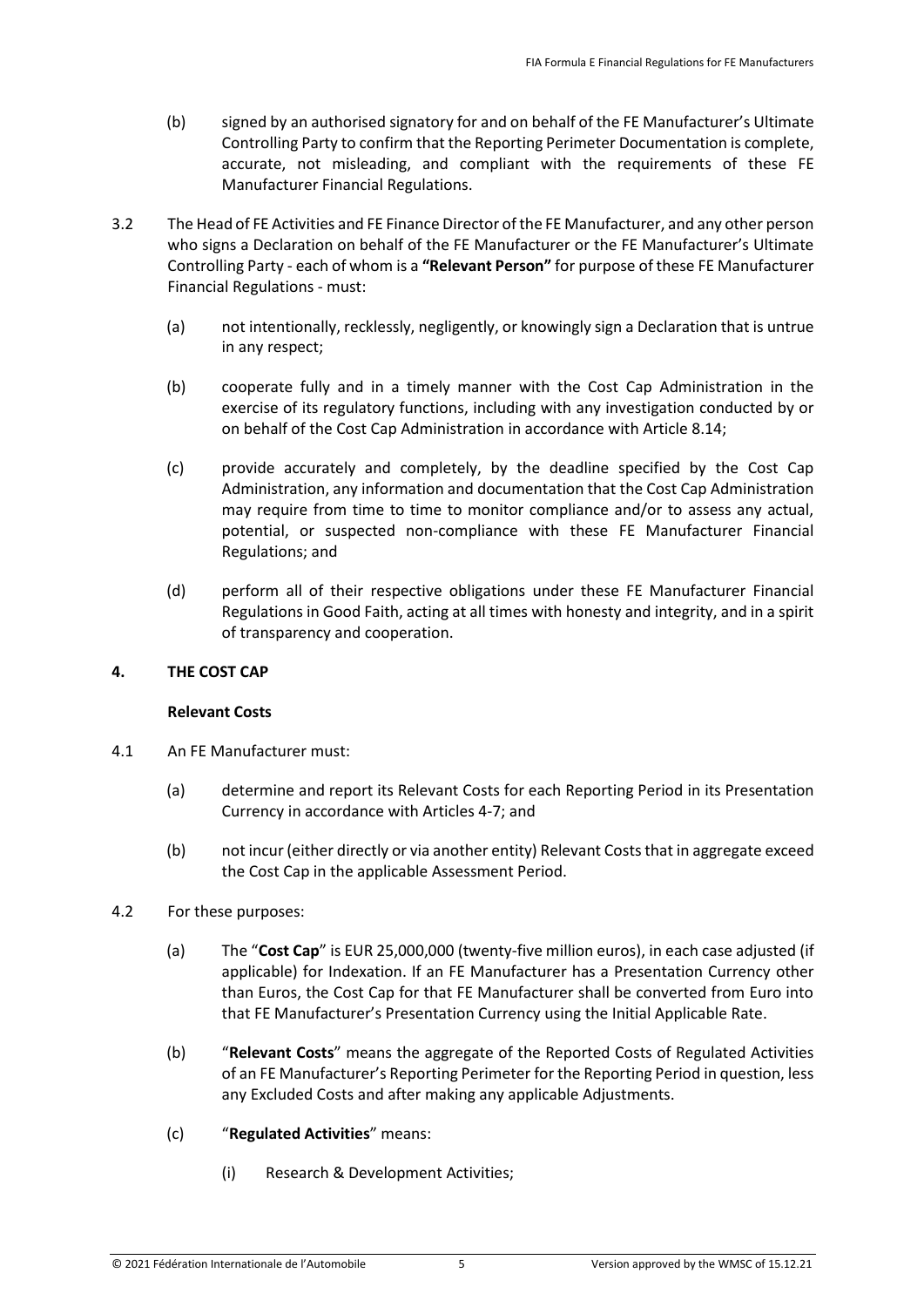(b) signed by an authorised signatory for and on behalf of the FE Manufacturer's Ultimate Controlling Party to confirm that the Reporting Perimeter Documentation is complete, accurate, not misleading, and compliant with the requirements of these FE Manufacturer Financial Regulations.

3.2 The Head of FE Activities and FE Finance Director of the FE Manufacturer, and any other person who signs a Declaration on behalf of the FE Manufacturer or the FE Manufacturer's Ultimate Controlling Party - each of whom is a **"Relevant Person"** for purpose of these FE Manufacturer Financial Regulations - must:

(a) not intentionally, recklessly, negligently, or knowingly sign a Declaration that is untrue in any respect;

(b) cooperate fully and in a timely manner with the Cost Cap Administration in the exercise of its regulatory functions, including with any investigation conducted by or on behalf of the Cost Cap Administration in accordance with Article 8.14;

(c) provide accurately and completely, by the deadline specified by the Cost Cap Administration, any information and documentation that the Cost Cap Administration may require from time to time to monitor compliance and/or to assess any actual, potential, or suspected non-compliance with these FE Manufacturer Financial Regulations; and

(d) perform all of their respective obligations under these FE Manufacturer Financial Regulations in Good Faith, acting at all times with honesty and integrity, and in a spirit of transparency and cooperation.

## 4. THE COST CAP

### Relevant Costs

4.1 An FE Manufacturer must:

(a) determine and report its Relevant Costs for each Reporting Period in its Presentation Currency in accordance with Articles 4-7; and

(b) not incur (either directly or via another entity) Relevant Costs that in aggregate exceed the Cost Cap in the applicable Assessment Period.

4.2 For these purposes:

(a) The "**Cost Cap**" is EUR 25,000,000 (twenty-five million euros), in each case adjusted (if applicable) for Indexation. If an FE Manufacturer has a Presentation Currency other than Euros, the Cost Cap for that FE Manufacturer shall be converted from Euro into that FE Manufacturer's Presentation Currency using the Initial Applicable Rate.

(b) "**Relevant Costs**" means the aggregate of the Reported Costs of Regulated Activities of an FE Manufacturer's Reporting Perimeter for the Reporting Period in question, less any Excluded Costs and after making any applicable Adjustments.

(c) "**Regulated Activities**" means:

(i) Research & Development Activities;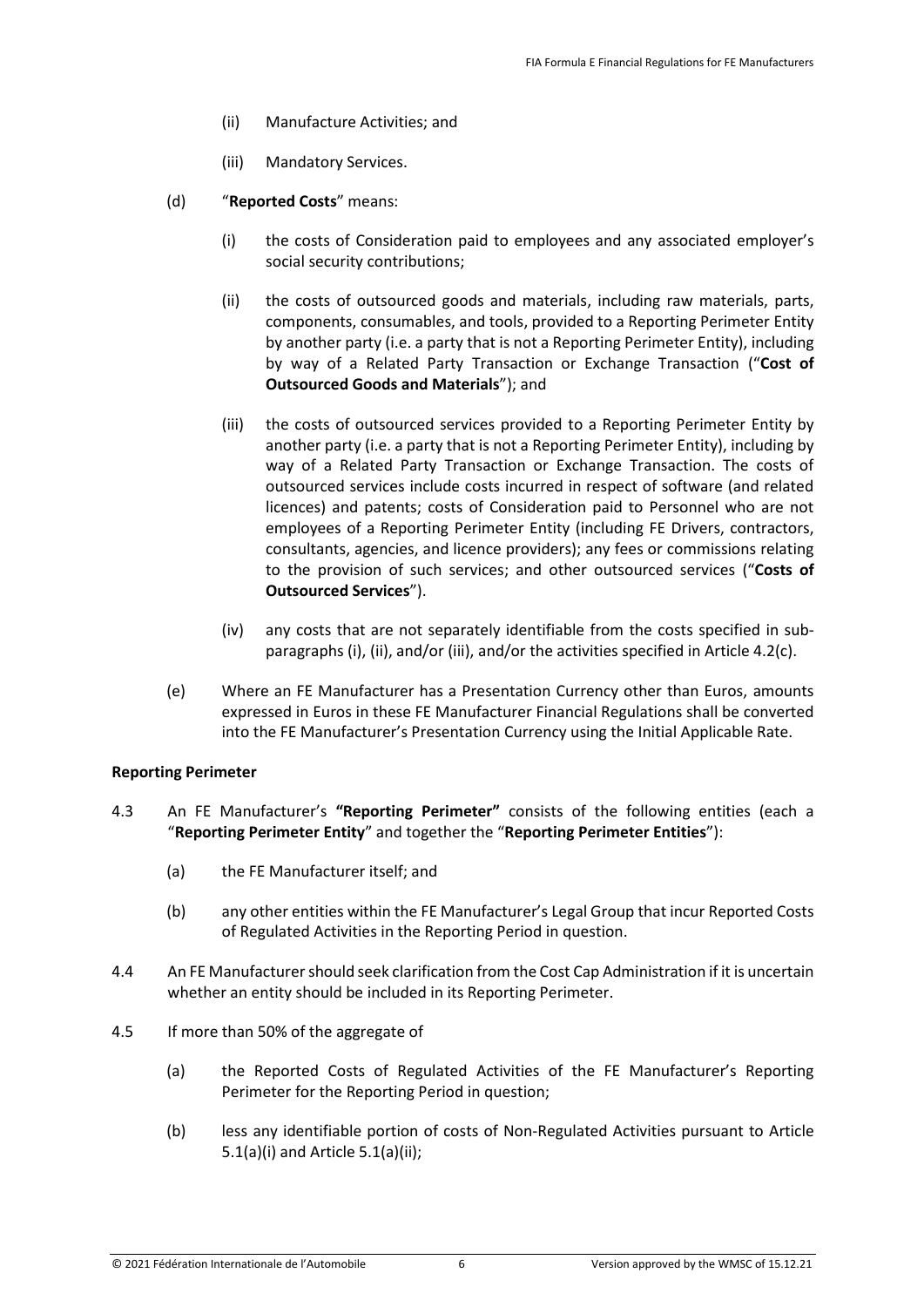(ii) Manufacture Activities; and

(iii) Mandatory Services.

(d) "**Reported Costs**" means:

(i) the costs of Consideration paid to employees and any associated employer's social security contributions;

(ii) the costs of outsourced goods and materials, including raw materials, parts, components, consumables, and tools, provided to a Reporting Perimeter Entity by another party (i.e. a party that is not a Reporting Perimeter Entity), including by way of a Related Party Transaction or Exchange Transaction ("**Cost of Outsourced Goods and Materials**"); and

(iii) the costs of outsourced services provided to a Reporting Perimeter Entity by another party (i.e. a party that is not a Reporting Perimeter Entity), including by way of a Related Party Transaction or Exchange Transaction. The costs of outsourced services include costs incurred in respect of software (and related licences) and patents; costs of Consideration paid to Personnel who are not employees of a Reporting Perimeter Entity (including FE Drivers, contractors, consultants, agencies, and licence providers); any fees or commissions relating to the provision of such services; and other outsourced services ("**Costs of Outsourced Services**").

(iv) any costs that are not separately identifiable from the costs specified in sub-paragraphs (i), (ii), and/or (iii), and/or the activities specified in Article 4.2(c).

(e) Where an FE Manufacturer has a Presentation Currency other than Euros, amounts expressed in Euros in these FE Manufacturer Financial Regulations shall be converted into the FE Manufacturer's Presentation Currency using the Initial Applicable Rate.

**Reporting Perimeter**

4.3 An FE Manufacturer's **"Reporting Perimeter"** consists of the following entities (each a "**Reporting Perimeter Entity**" and together the "**Reporting Perimeter Entities**"):

(a) the FE Manufacturer itself; and

(b) any other entities within the FE Manufacturer's Legal Group that incur Reported Costs of Regulated Activities in the Reporting Period in question.

4.4 An FE Manufacturer should seek clarification from the Cost Cap Administration if it is uncertain whether an entity should be included in its Reporting Perimeter.

4.5 If more than 50% of the aggregate of

(a) the Reported Costs of Regulated Activities of the FE Manufacturer's Reporting Perimeter for the Reporting Period in question;

(b) less any identifiable portion of costs of Non-Regulated Activities pursuant to Article 5.1(a)(i) and Article 5.1(a)(ii);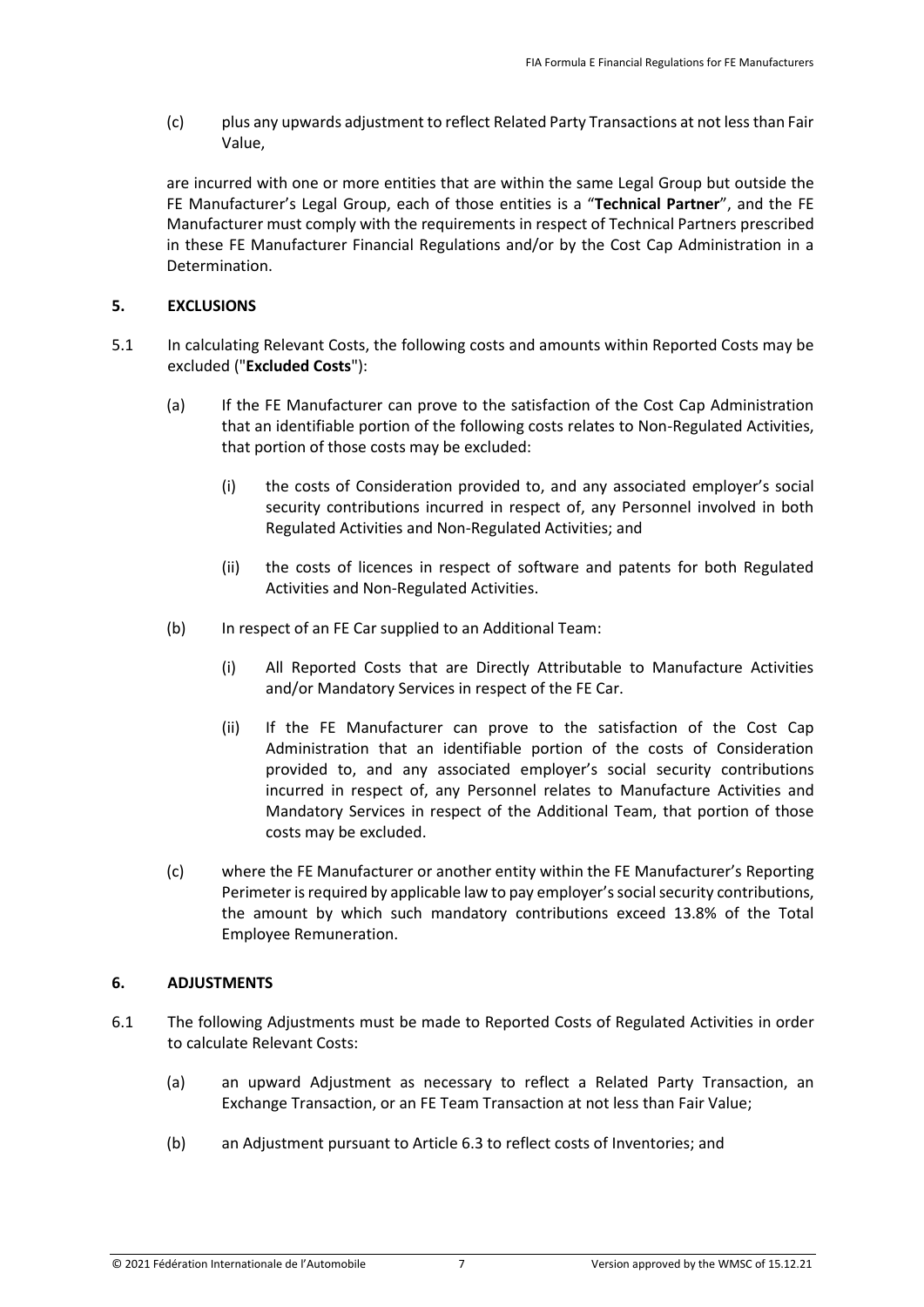(c) plus any upwards adjustment to reflect Related Party Transactions at not less than Fair Value,

are incurred with one or more entities that are within the same Legal Group but outside the FE Manufacturer's Legal Group, each of those entities is a "**Technical Partner**", and the FE Manufacturer must comply with the requirements in respect of Technical Partners prescribed in these FE Manufacturer Financial Regulations and/or by the Cost Cap Administration in a Determination.

## 5. EXCLUSIONS

5.1 In calculating Relevant Costs, the following costs and amounts within Reported Costs may be excluded ("**Excluded Costs**"):

(a) If the FE Manufacturer can prove to the satisfaction of the Cost Cap Administration that an identifiable portion of the following costs relates to Non-Regulated Activities, that portion of those costs may be excluded:

(i) the costs of Consideration provided to, and any associated employer's social security contributions incurred in respect of, any Personnel involved in both Regulated Activities and Non-Regulated Activities; and

(ii) the costs of licences in respect of software and patents for both Regulated Activities and Non-Regulated Activities.

(b) In respect of an FE Car supplied to an Additional Team:

(i) All Reported Costs that are Directly Attributable to Manufacture Activities and/or Mandatory Services in respect of the FE Car.

(ii) If the FE Manufacturer can prove to the satisfaction of the Cost Cap Administration that an identifiable portion of the costs of Consideration provided to, and any associated employer's social security contributions incurred in respect of, any Personnel relates to Manufacture Activities and Mandatory Services in respect of the Additional Team, that portion of those costs may be excluded.

(c) where the FE Manufacturer or another entity within the FE Manufacturer's Reporting Perimeter is required by applicable law to pay employer's social security contributions, the amount by which such mandatory contributions exceed 13.8% of the Total Employee Remuneration.

## 6. ADJUSTMENTS

6.1 The following Adjustments must be made to Reported Costs of Regulated Activities in order to calculate Relevant Costs:

(a) an upward Adjustment as necessary to reflect a Related Party Transaction, an Exchange Transaction, or an FE Team Transaction at not less than Fair Value;

(b) an Adjustment pursuant to Article 6.3 to reflect costs of Inventories; and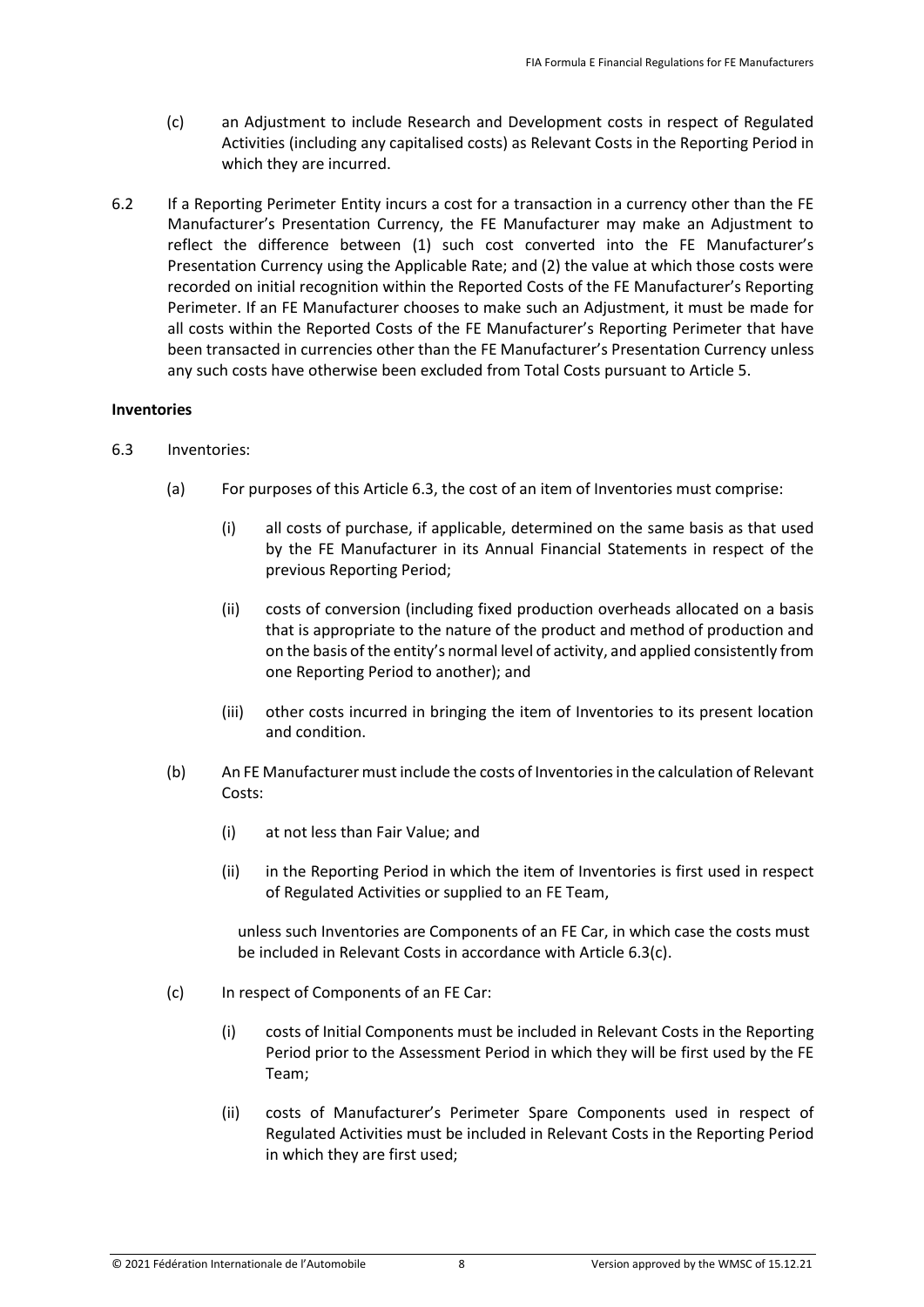(c) an Adjustment to include Research and Development costs in respect of Regulated Activities (including any capitalised costs) as Relevant Costs in the Reporting Period in which they are incurred.

6.2 If a Reporting Perimeter Entity incurs a cost for a transaction in a currency other than the FE Manufacturer's Presentation Currency, the FE Manufacturer may make an Adjustment to reflect the difference between (1) such cost converted into the FE Manufacturer's Presentation Currency using the Applicable Rate; and (2) the value at which those costs were recorded on initial recognition within the Reported Costs of the FE Manufacturer's Reporting Perimeter. If an FE Manufacturer chooses to make such an Adjustment, it must be made for all costs within the Reported Costs of the FE Manufacturer's Reporting Perimeter that have been transacted in currencies other than the FE Manufacturer's Presentation Currency unless any such costs have otherwise been excluded from Total Costs pursuant to Article 5.

**Inventories**

6.3 Inventories:

(a) For purposes of this Article 6.3, the cost of an item of Inventories must comprise:

(i) all costs of purchase, if applicable, determined on the same basis as that used by the FE Manufacturer in its Annual Financial Statements in respect of the previous Reporting Period;

(ii) costs of conversion (including fixed production overheads allocated on a basis that is appropriate to the nature of the product and method of production and on the basis of the entity's normal level of activity, and applied consistently from one Reporting Period to another); and

(iii) other costs incurred in bringing the item of Inventories to its present location and condition.

(b) An FE Manufacturer must include the costs of Inventories in the calculation of Relevant Costs:

(i) at not less than Fair Value; and

(ii) in the Reporting Period in which the item of Inventories is first used in respect of Regulated Activities or supplied to an FE Team,

unless such Inventories are Components of an FE Car, in which case the costs must be included in Relevant Costs in accordance with Article 6.3(c).

(c) In respect of Components of an FE Car:

(i) costs of Initial Components must be included in Relevant Costs in the Reporting Period prior to the Assessment Period in which they will be first used by the FE Team;

(ii) costs of Manufacturer's Perimeter Spare Components used in respect of Regulated Activities must be included in Relevant Costs in the Reporting Period in which they are first used;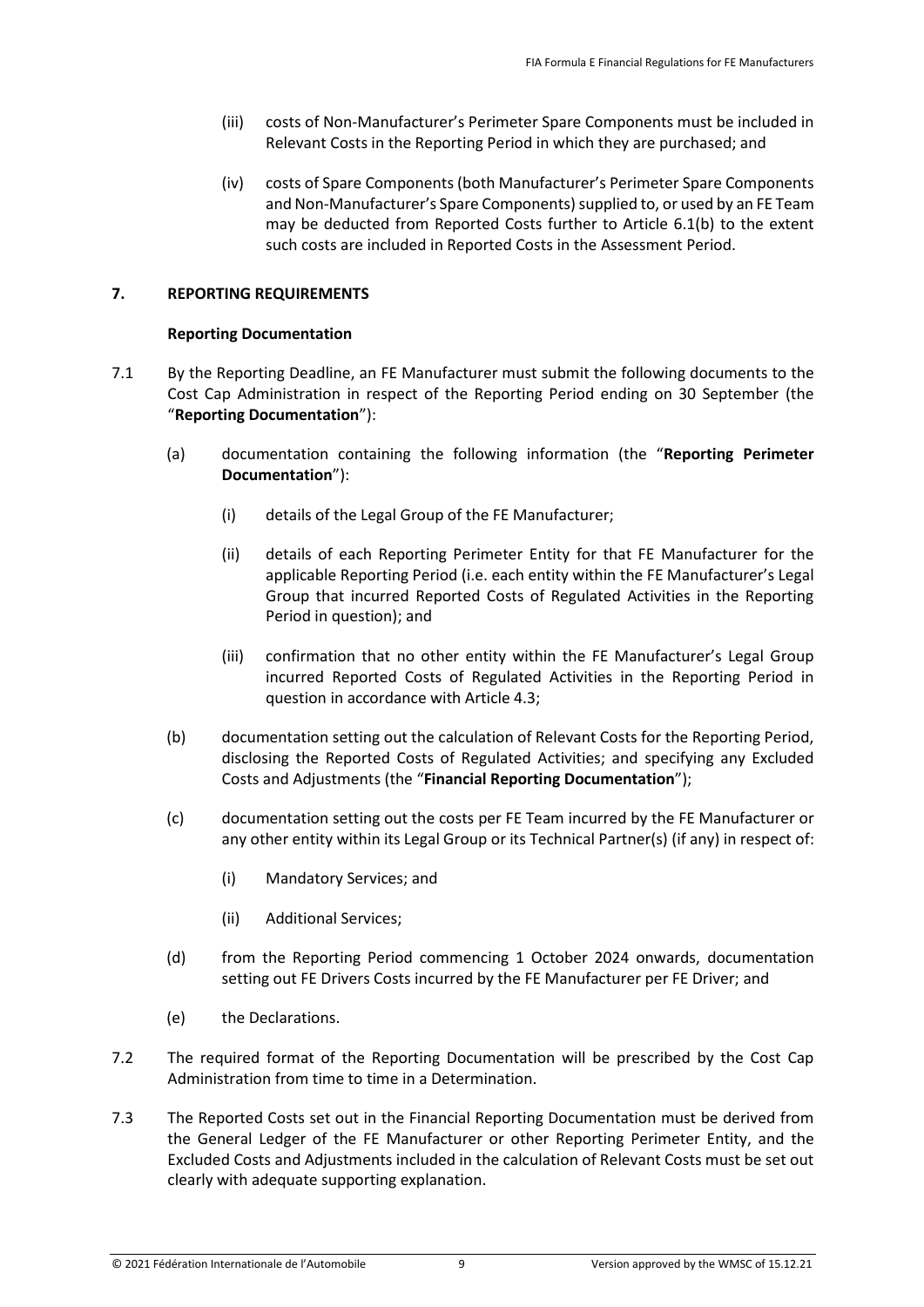(iii) costs of Non-Manufacturer's Perimeter Spare Components must be included in Relevant Costs in the Reporting Period in which they are purchased; and

(iv) costs of Spare Components (both Manufacturer's Perimeter Spare Components and Non-Manufacturer's Spare Components) supplied to, or used by an FE Team may be deducted from Reported Costs further to Article 6.1(b) to the extent such costs are included in Reported Costs in the Assessment Period.

## 7. REPORTING REQUIREMENTS

### Reporting Documentation

7.1 By the Reporting Deadline, an FE Manufacturer must submit the following documents to the Cost Cap Administration in respect of the Reporting Period ending on 30 September (the "**Reporting Documentation**"):

(a) documentation containing the following information (the "**Reporting Perimeter Documentation**"):

(i) details of the Legal Group of the FE Manufacturer;

(ii) details of each Reporting Perimeter Entity for that FE Manufacturer for the applicable Reporting Period (i.e. each entity within the FE Manufacturer's Legal Group that incurred Reported Costs of Regulated Activities in the Reporting Period in question); and

(iii) confirmation that no other entity within the FE Manufacturer's Legal Group incurred Reported Costs of Regulated Activities in the Reporting Period in question in accordance with Article 4.3;

(b) documentation setting out the calculation of Relevant Costs for the Reporting Period, disclosing the Reported Costs of Regulated Activities; and specifying any Excluded Costs and Adjustments (the "**Financial Reporting Documentation**");

(c) documentation setting out the costs per FE Team incurred by the FE Manufacturer or any other entity within its Legal Group or its Technical Partner(s) (if any) in respect of:

(i) Mandatory Services; and

(ii) Additional Services;

(d) from the Reporting Period commencing 1 October 2024 onwards, documentation setting out FE Drivers Costs incurred by the FE Manufacturer per FE Driver; and

(e) the Declarations.

7.2 The required format of the Reporting Documentation will be prescribed by the Cost Cap Administration from time to time in a Determination.

7.3 The Reported Costs set out in the Financial Reporting Documentation must be derived from the General Ledger of the FE Manufacturer or other Reporting Perimeter Entity, and the Excluded Costs and Adjustments included in the calculation of Relevant Costs must be set out clearly with adequate supporting explanation.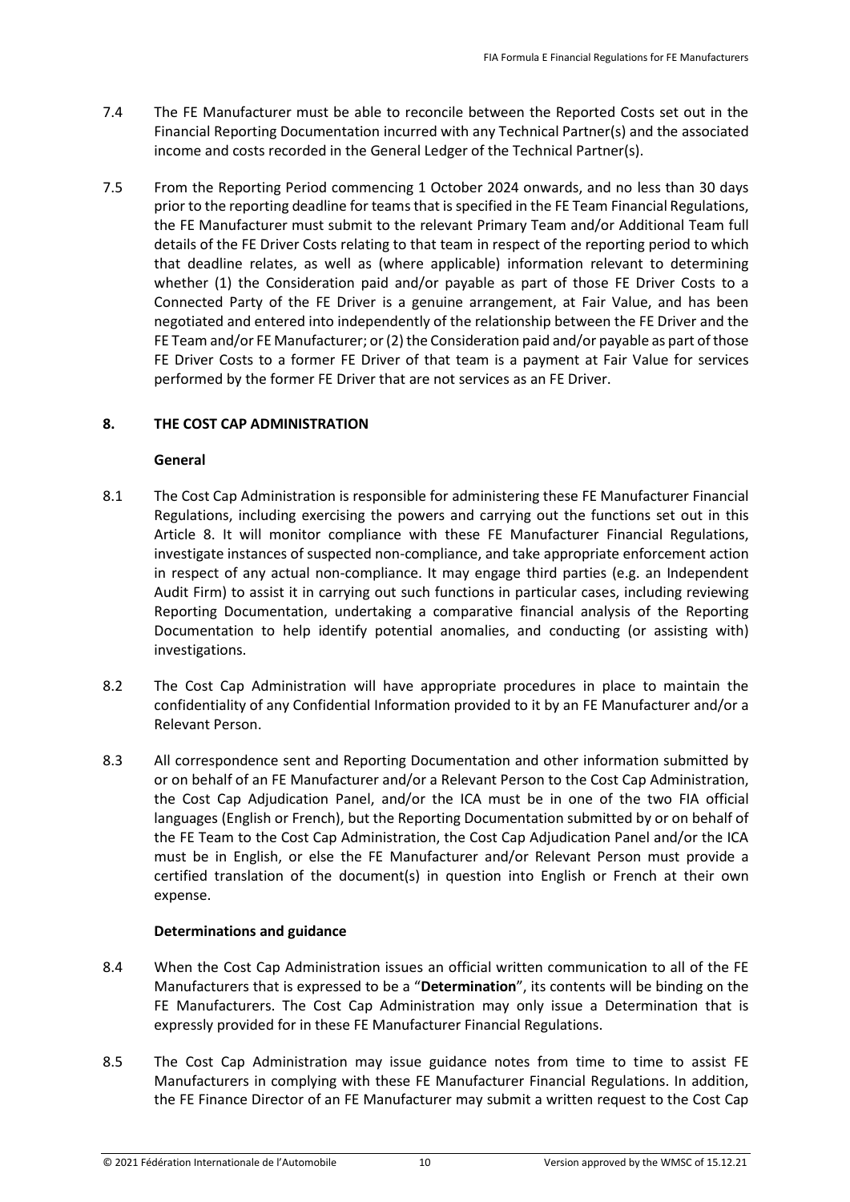7.4 The FE Manufacturer must be able to reconcile between the Reported Costs set out in the Financial Reporting Documentation incurred with any Technical Partner(s) and the associated income and costs recorded in the General Ledger of the Technical Partner(s).

7.5 From the Reporting Period commencing 1 October 2024 onwards, and no less than 30 days prior to the reporting deadline for teams that is specified in the FE Team Financial Regulations, the FE Manufacturer must submit to the relevant Primary Team and/or Additional Team full details of the FE Driver Costs relating to that team in respect of the reporting period to which that deadline relates, as well as (where applicable) information relevant to determining whether (1) the Consideration paid and/or payable as part of those FE Driver Costs to a Connected Party of the FE Driver is a genuine arrangement, at Fair Value, and has been negotiated and entered into independently of the relationship between the FE Driver and the FE Team and/or FE Manufacturer; or (2) the Consideration paid and/or payable as part of those FE Driver Costs to a former FE Driver of that team is a payment at Fair Value for services performed by the former FE Driver that are not services as an FE Driver.

## 8. THE COST CAP ADMINISTRATION

### General

8.1 The Cost Cap Administration is responsible for administering these FE Manufacturer Financial Regulations, including exercising the powers and carrying out the functions set out in this Article 8. It will monitor compliance with these FE Manufacturer Financial Regulations, investigate instances of suspected non-compliance, and take appropriate enforcement action in respect of any actual non-compliance. It may engage third parties (e.g. an Independent Audit Firm) to assist it in carrying out such functions in particular cases, including reviewing Reporting Documentation, undertaking a comparative financial analysis of the Reporting Documentation to help identify potential anomalies, and conducting (or assisting with) investigations.

8.2 The Cost Cap Administration will have appropriate procedures in place to maintain the confidentiality of any Confidential Information provided to it by an FE Manufacturer and/or a Relevant Person.

8.3 All correspondence sent and Reporting Documentation and other information submitted by or on behalf of an FE Manufacturer and/or a Relevant Person to the Cost Cap Administration, the Cost Cap Adjudication Panel, and/or the ICA must be in one of the two FIA official languages (English or French), but the Reporting Documentation submitted by or on behalf of the FE Team to the Cost Cap Administration, the Cost Cap Adjudication Panel and/or the ICA must be in English, or else the FE Manufacturer and/or Relevant Person must provide a certified translation of the document(s) in question into English or French at their own expense.

### Determinations and guidance

8.4 When the Cost Cap Administration issues an official written communication to all of the FE Manufacturers that is expressed to be a "**Determination**", its contents will be binding on the FE Manufacturers. The Cost Cap Administration may only issue a Determination that is expressly provided for in these FE Manufacturer Financial Regulations.

8.5 The Cost Cap Administration may issue guidance notes from time to time to assist FE Manufacturers in complying with these FE Manufacturer Financial Regulations. In addition, the FE Finance Director of an FE Manufacturer may submit a written request to the Cost Cap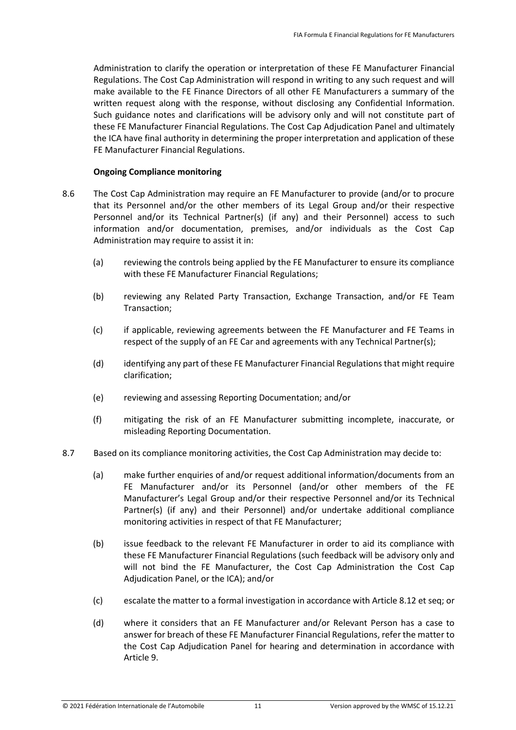Administration to clarify the operation or interpretation of these FE Manufacturer Financial Regulations. The Cost Cap Administration will respond in writing to any such request and will make available to the FE Finance Directors of all other FE Manufacturers a summary of the written request along with the response, without disclosing any Confidential Information. Such guidance notes and clarifications will be advisory only and will not constitute part of these FE Manufacturer Financial Regulations. The Cost Cap Adjudication Panel and ultimately the ICA have final authority in determining the proper interpretation and application of these FE Manufacturer Financial Regulations.

**Ongoing Compliance monitoring**

8.6 The Cost Cap Administration may require an FE Manufacturer to provide (and/or to procure that its Personnel and/or the other members of its Legal Group and/or their respective Personnel and/or its Technical Partner(s) (if any) and their Personnel) access to such information and/or documentation, premises, and/or individuals as the Cost Cap Administration may require to assist it in:

(a) reviewing the controls being applied by the FE Manufacturer to ensure its compliance with these FE Manufacturer Financial Regulations;

(b) reviewing any Related Party Transaction, Exchange Transaction, and/or FE Team Transaction;

(c) if applicable, reviewing agreements between the FE Manufacturer and FE Teams in respect of the supply of an FE Car and agreements with any Technical Partner(s);

(d) identifying any part of these FE Manufacturer Financial Regulations that might require clarification;

(e) reviewing and assessing Reporting Documentation; and/or

(f) mitigating the risk of an FE Manufacturer submitting incomplete, inaccurate, or misleading Reporting Documentation.

8.7 Based on its compliance monitoring activities, the Cost Cap Administration may decide to:

(a) make further enquiries of and/or request additional information/documents from an FE Manufacturer and/or its Personnel (and/or other members of the FE Manufacturer's Legal Group and/or their respective Personnel and/or its Technical Partner(s) (if any) and their Personnel) and/or undertake additional compliance monitoring activities in respect of that FE Manufacturer;

(b) issue feedback to the relevant FE Manufacturer in order to aid its compliance with these FE Manufacturer Financial Regulations (such feedback will be advisory only and will not bind the FE Manufacturer, the Cost Cap Administration the Cost Cap Adjudication Panel, or the ICA); and/or

(c) escalate the matter to a formal investigation in accordance with Article 8.12 et seq; or

(d) where it considers that an FE Manufacturer and/or Relevant Person has a case to answer for breach of these FE Manufacturer Financial Regulations, refer the matter to the Cost Cap Adjudication Panel for hearing and determination in accordance with Article 9.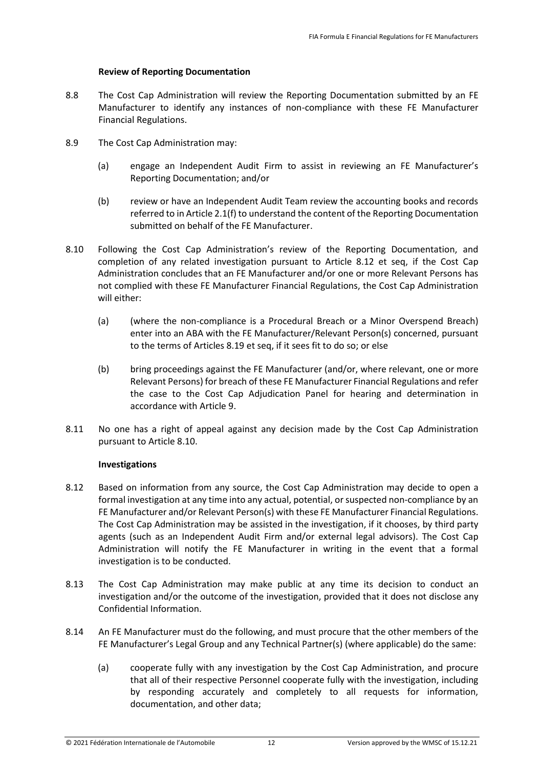### Review of Reporting Documentation

8.8 The Cost Cap Administration will review the Reporting Documentation submitted by an FE Manufacturer to identify any instances of non-compliance with these FE Manufacturer Financial Regulations.

8.9 The Cost Cap Administration may:

(a) engage an Independent Audit Firm to assist in reviewing an FE Manufacturer's Reporting Documentation; and/or

(b) review or have an Independent Audit Team review the accounting books and records referred to in Article 2.1(f) to understand the content of the Reporting Documentation submitted on behalf of the FE Manufacturer.

8.10 Following the Cost Cap Administration's review of the Reporting Documentation, and completion of any related investigation pursuant to Article 8.12 et seq, if the Cost Cap Administration concludes that an FE Manufacturer and/or one or more Relevant Persons has not complied with these FE Manufacturer Financial Regulations, the Cost Cap Administration will either:

(a) (where the non-compliance is a Procedural Breach or a Minor Overspend Breach) enter into an ABA with the FE Manufacturer/Relevant Person(s) concerned, pursuant to the terms of Articles 8.19 et seq, if it sees fit to do so; or else

(b) bring proceedings against the FE Manufacturer (and/or, where relevant, one or more Relevant Persons) for breach of these FE Manufacturer Financial Regulations and refer the case to the Cost Cap Adjudication Panel for hearing and determination in accordance with Article 9.

8.11 No one has a right of appeal against any decision made by the Cost Cap Administration pursuant to Article 8.10.

### Investigations

8.12 Based on information from any source, the Cost Cap Administration may decide to open a formal investigation at any time into any actual, potential, or suspected non-compliance by an FE Manufacturer and/or Relevant Person(s) with these FE Manufacturer Financial Regulations. The Cost Cap Administration may be assisted in the investigation, if it chooses, by third party agents (such as an Independent Audit Firm and/or external legal advisors). The Cost Cap Administration will notify the FE Manufacturer in writing in the event that a formal investigation is to be conducted.

8.13 The Cost Cap Administration may make public at any time its decision to conduct an investigation and/or the outcome of the investigation, provided that it does not disclose any Confidential Information.

8.14 An FE Manufacturer must do the following, and must procure that the other members of the FE Manufacturer's Legal Group and any Technical Partner(s) (where applicable) do the same:

(a) cooperate fully with any investigation by the Cost Cap Administration, and procure that all of their respective Personnel cooperate fully with the investigation, including by responding accurately and completely to all requests for information, documentation, and other data;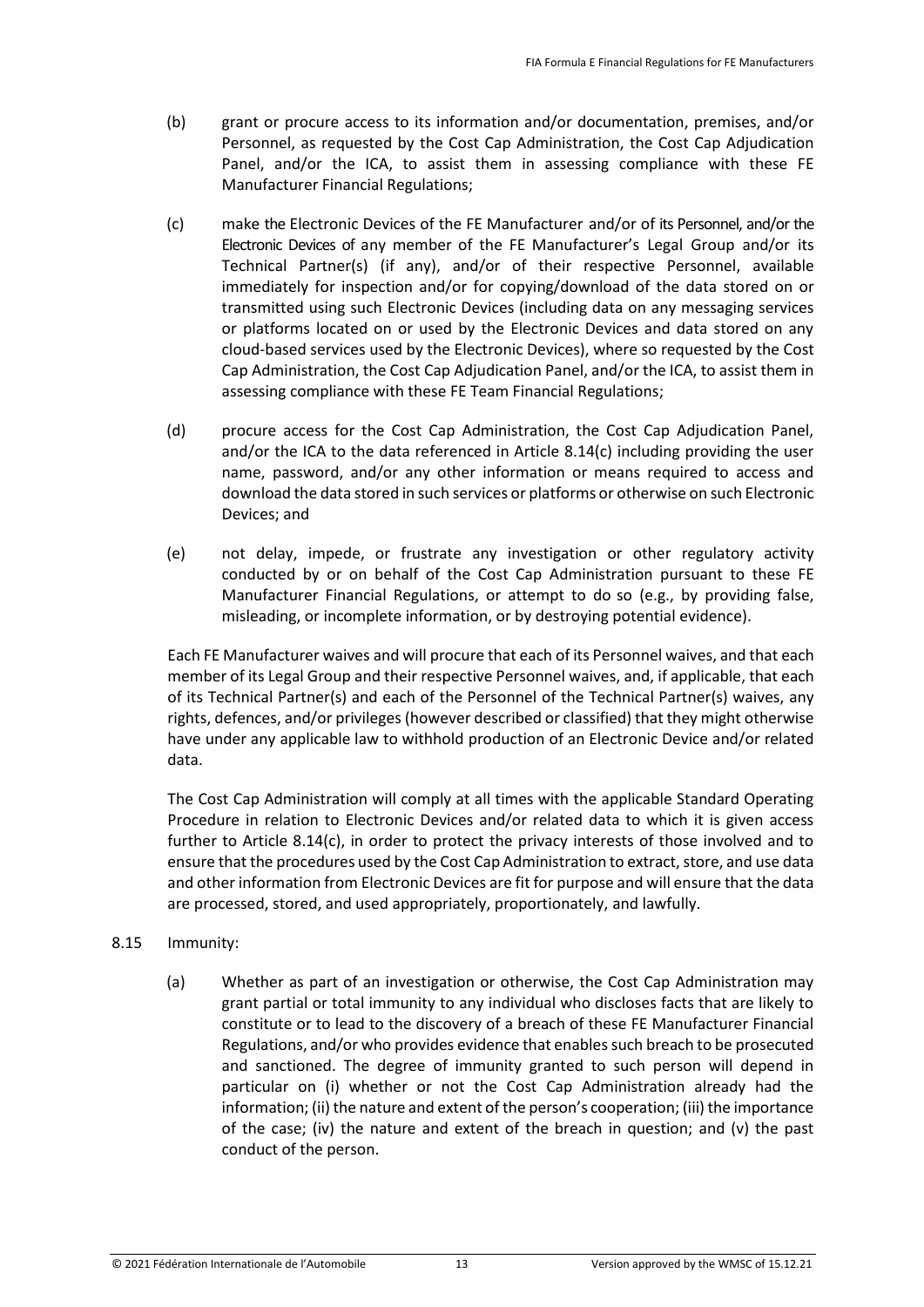(b) grant or procure access to its information and/or documentation, premises, and/or Personnel, as requested by the Cost Cap Administration, the Cost Cap Adjudication Panel, and/or the ICA, to assist them in assessing compliance with these FE Manufacturer Financial Regulations;

(c) make the Electronic Devices of the FE Manufacturer and/or of its Personnel, and/or the Electronic Devices of any member of the FE Manufacturer's Legal Group and/or its Technical Partner(s) (if any), and/or of their respective Personnel, available immediately for inspection and/or for copying/download of the data stored on or transmitted using such Electronic Devices (including data on any messaging services or platforms located on or used by the Electronic Devices and data stored on any cloud-based services used by the Electronic Devices), where so requested by the Cost Cap Administration, the Cost Cap Adjudication Panel, and/or the ICA, to assist them in assessing compliance with these FE Team Financial Regulations;

(d) procure access for the Cost Cap Administration, the Cost Cap Adjudication Panel, and/or the ICA to the data referenced in Article 8.14(c) including providing the user name, password, and/or any other information or means required to access and download the data stored in such services or platforms or otherwise on such Electronic Devices; and

(e) not delay, impede, or frustrate any investigation or other regulatory activity conducted by or on behalf of the Cost Cap Administration pursuant to these FE Manufacturer Financial Regulations, or attempt to do so (e.g., by providing false, misleading, or incomplete information, or by destroying potential evidence).

Each FE Manufacturer waives and will procure that each of its Personnel waives, and that each member of its Legal Group and their respective Personnel waives, and, if applicable, that each of its Technical Partner(s) and each of the Personnel of the Technical Partner(s) waives, any rights, defences, and/or privileges (however described or classified) that they might otherwise have under any applicable law to withhold production of an Electronic Device and/or related data.

The Cost Cap Administration will comply at all times with the applicable Standard Operating Procedure in relation to Electronic Devices and/or related data to which it is given access further to Article 8.14(c), in order to protect the privacy interests of those involved and to ensure that the procedures used by the Cost Cap Administration to extract, store, and use data and other information from Electronic Devices are fit for purpose and will ensure that the data are processed, stored, and used appropriately, proportionately, and lawfully.

8.15 Immunity:

(a) Whether as part of an investigation or otherwise, the Cost Cap Administration may grant partial or total immunity to any individual who discloses facts that are likely to constitute or to lead to the discovery of a breach of these FE Manufacturer Financial Regulations, and/or who provides evidence that enables such breach to be prosecuted and sanctioned. The degree of immunity granted to such person will depend in particular on (i) whether or not the Cost Cap Administration already had the information; (ii) the nature and extent of the person's cooperation; (iii) the importance of the case; (iv) the nature and extent of the breach in question; and (v) the past conduct of the person.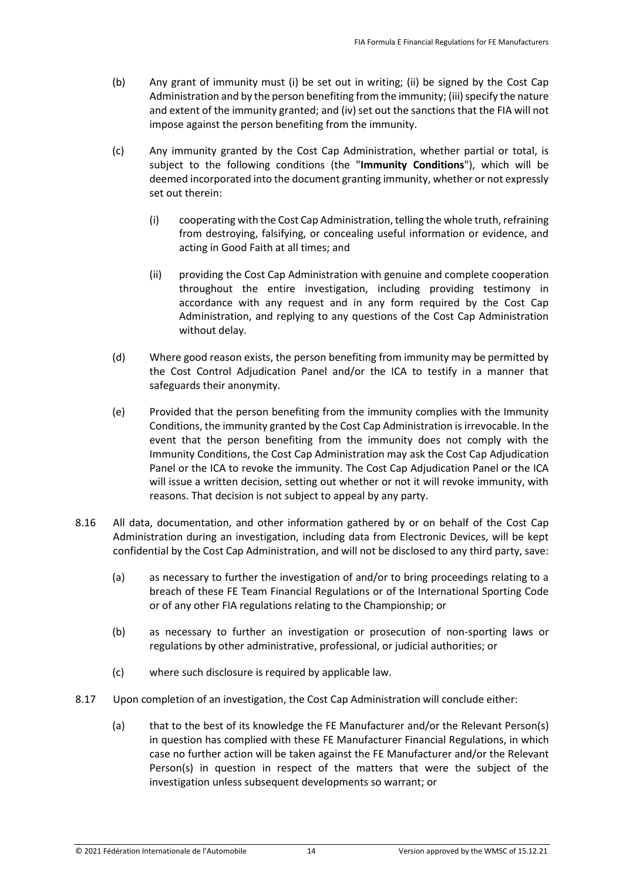(b) Any grant of immunity must (i) be set out in writing; (ii) be signed by the Cost Cap Administration and by the person benefiting from the immunity; (iii) specify the nature and extent of the immunity granted; and (iv) set out the sanctions that the FIA will not impose against the person benefiting from the immunity.

(c) Any immunity granted by the Cost Cap Administration, whether partial or total, is subject to the following conditions (the "**Immunity Conditions**"), which will be deemed incorporated into the document granting immunity, whether or not expressly set out therein:

(i) cooperating with the Cost Cap Administration, telling the whole truth, refraining from destroying, falsifying, or concealing useful information or evidence, and acting in Good Faith at all times; and

(ii) providing the Cost Cap Administration with genuine and complete cooperation throughout the entire investigation, including providing testimony in accordance with any request and in any form required by the Cost Cap Administration, and replying to any questions of the Cost Cap Administration without delay.

(d) Where good reason exists, the person benefiting from immunity may be permitted by the Cost Control Adjudication Panel and/or the ICA to testify in a manner that safeguards their anonymity.

(e) Provided that the person benefiting from the immunity complies with the Immunity Conditions, the immunity granted by the Cost Cap Administration is irrevocable. In the event that the person benefiting from the immunity does not comply with the Immunity Conditions, the Cost Cap Administration may ask the Cost Cap Adjudication Panel or the ICA to revoke the immunity. The Cost Cap Adjudication Panel or the ICA will issue a written decision, setting out whether or not it will revoke immunity, with reasons. That decision is not subject to appeal by any party.

8.16 All data, documentation, and other information gathered by or on behalf of the Cost Cap Administration during an investigation, including data from Electronic Devices, will be kept confidential by the Cost Cap Administration, and will not be disclosed to any third party, save:

(a) as necessary to further the investigation of and/or to bring proceedings relating to a breach of these FE Team Financial Regulations or of the International Sporting Code or of any other FIA regulations relating to the Championship; or

(b) as necessary to further an investigation or prosecution of non-sporting laws or regulations by other administrative, professional, or judicial authorities; or

(c) where such disclosure is required by applicable law.

8.17 Upon completion of an investigation, the Cost Cap Administration will conclude either:

(a) that to the best of its knowledge the FE Manufacturer and/or the Relevant Person(s) in question has complied with these FE Manufacturer Financial Regulations, in which case no further action will be taken against the FE Manufacturer and/or the Relevant Person(s) in question in respect of the matters that were the subject of the investigation unless subsequent developments so warrant; or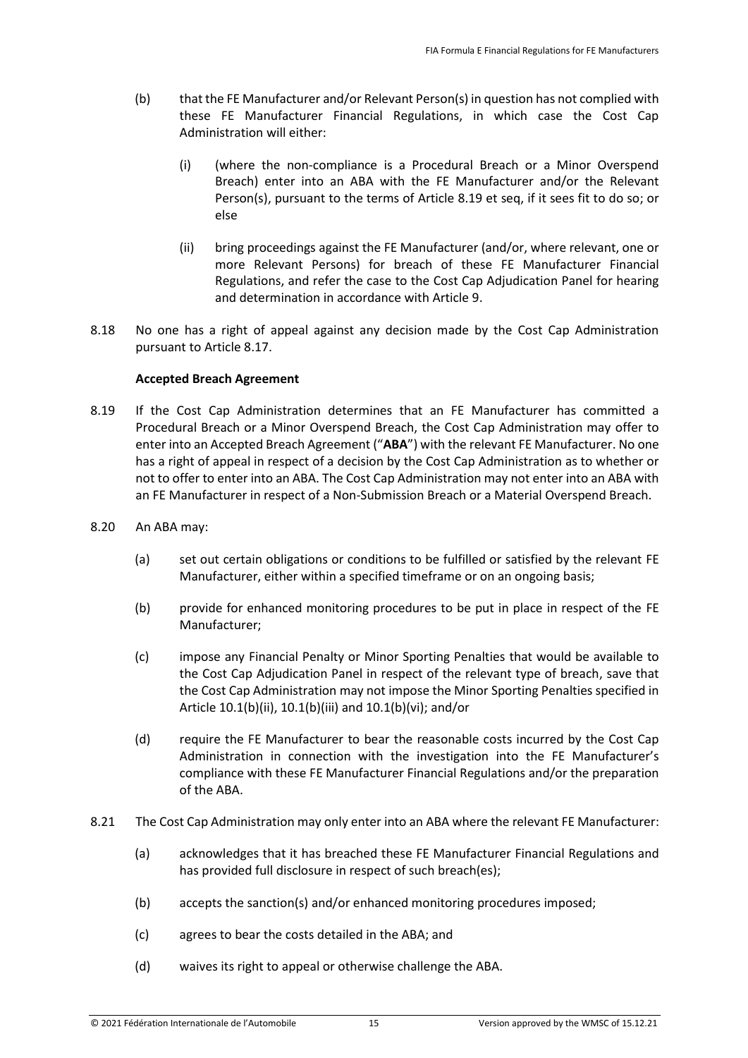(b) that the FE Manufacturer and/or Relevant Person(s) in question has not complied with these FE Manufacturer Financial Regulations, in which case the Cost Cap Administration will either:

   (i) (where the non-compliance is a Procedural Breach or a Minor Overspend Breach) enter into an ABA with the FE Manufacturer and/or the Relevant Person(s), pursuant to the terms of Article 8.19 et seq, if it sees fit to do so; or else

   (ii) bring proceedings against the FE Manufacturer (and/or, where relevant, one or more Relevant Persons) for breach of these FE Manufacturer Financial Regulations, and refer the case to the Cost Cap Adjudication Panel for hearing and determination in accordance with Article 9.

8.18 No one has a right of appeal against any decision made by the Cost Cap Administration pursuant to Article 8.17.

**Accepted Breach Agreement**

8.19 If the Cost Cap Administration determines that an FE Manufacturer has committed a Procedural Breach or a Minor Overspend Breach, the Cost Cap Administration may offer to enter into an Accepted Breach Agreement ("**ABA**") with the relevant FE Manufacturer. No one has a right of appeal in respect of a decision by the Cost Cap Administration as to whether or not to offer to enter into an ABA. The Cost Cap Administration may not enter into an ABA with an FE Manufacturer in respect of a Non-Submission Breach or a Material Overspend Breach.

8.20 An ABA may:

(a) set out certain obligations or conditions to be fulfilled or satisfied by the relevant FE Manufacturer, either within a specified timeframe or on an ongoing basis;

(b) provide for enhanced monitoring procedures to be put in place in respect of the FE Manufacturer;

(c) impose any Financial Penalty or Minor Sporting Penalties that would be available to the Cost Cap Adjudication Panel in respect of the relevant type of breach, save that the Cost Cap Administration may not impose the Minor Sporting Penalties specified in Article 10.1(b)(ii), 10.1(b)(iii) and 10.1(b)(vi); and/or

(d) require the FE Manufacturer to bear the reasonable costs incurred by the Cost Cap Administration in connection with the investigation into the FE Manufacturer's compliance with these FE Manufacturer Financial Regulations and/or the preparation of the ABA.

8.21 The Cost Cap Administration may only enter into an ABA where the relevant FE Manufacturer:

(a) acknowledges that it has breached these FE Manufacturer Financial Regulations and has provided full disclosure in respect of such breach(es);

(b) accepts the sanction(s) and/or enhanced monitoring procedures imposed;

(c) agrees to bear the costs detailed in the ABA; and

(d) waives its right to appeal or otherwise challenge the ABA.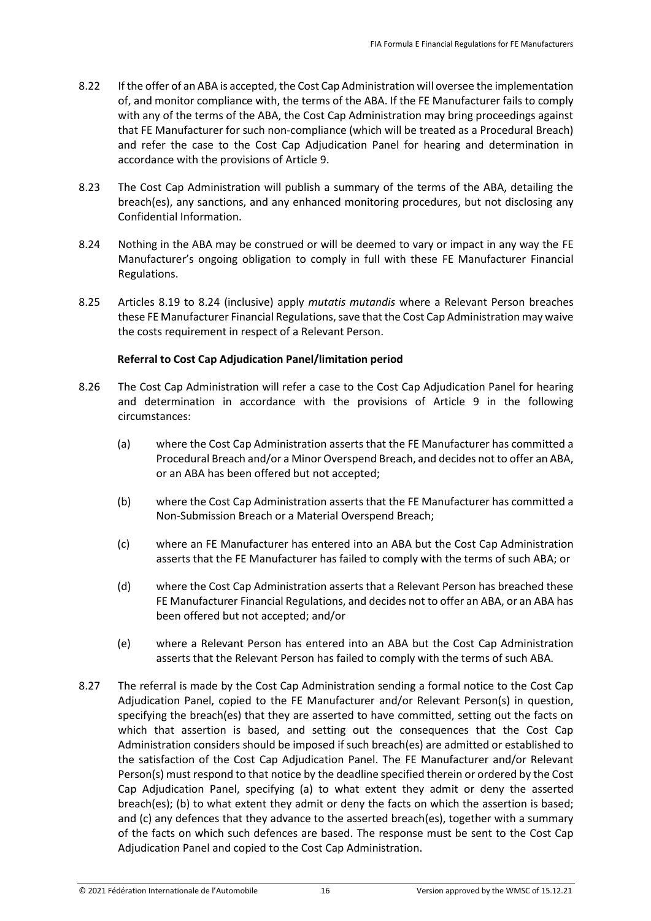8.22 If the offer of an ABA is accepted, the Cost Cap Administration will oversee the implementation of, and monitor compliance with, the terms of the ABA. If the FE Manufacturer fails to comply with any of the terms of the ABA, the Cost Cap Administration may bring proceedings against that FE Manufacturer for such non-compliance (which will be treated as a Procedural Breach) and refer the case to the Cost Cap Adjudication Panel for hearing and determination in accordance with the provisions of Article 9.

8.23 The Cost Cap Administration will publish a summary of the terms of the ABA, detailing the breach(es), any sanctions, and any enhanced monitoring procedures, but not disclosing any Confidential Information.

8.24 Nothing in the ABA may be construed or will be deemed to vary or impact in any way the FE Manufacturer's ongoing obligation to comply in full with these FE Manufacturer Financial Regulations.

8.25 Articles 8.19 to 8.24 (inclusive) apply *mutatis mutandis* where a Relevant Person breaches these FE Manufacturer Financial Regulations, save that the Cost Cap Administration may waive the costs requirement in respect of a Relevant Person.

**Referral to Cost Cap Adjudication Panel/limitation period**

8.26 The Cost Cap Administration will refer a case to the Cost Cap Adjudication Panel for hearing and determination in accordance with the provisions of Article 9 in the following circumstances:

(a) where the Cost Cap Administration asserts that the FE Manufacturer has committed a Procedural Breach and/or a Minor Overspend Breach, and decides not to offer an ABA, or an ABA has been offered but not accepted;

(b) where the Cost Cap Administration asserts that the FE Manufacturer has committed a Non-Submission Breach or a Material Overspend Breach;

(c) where an FE Manufacturer has entered into an ABA but the Cost Cap Administration asserts that the FE Manufacturer has failed to comply with the terms of such ABA; or

(d) where the Cost Cap Administration asserts that a Relevant Person has breached these FE Manufacturer Financial Regulations, and decides not to offer an ABA, or an ABA has been offered but not accepted; and/or

(e) where a Relevant Person has entered into an ABA but the Cost Cap Administration asserts that the Relevant Person has failed to comply with the terms of such ABA.

8.27 The referral is made by the Cost Cap Administration sending a formal notice to the Cost Cap Adjudication Panel, copied to the FE Manufacturer and/or Relevant Person(s) in question, specifying the breach(es) that they are asserted to have committed, setting out the facts on which that assertion is based, and setting out the consequences that the Cost Cap Administration considers should be imposed if such breach(es) are admitted or established to the satisfaction of the Cost Cap Adjudication Panel. The FE Manufacturer and/or Relevant Person(s) must respond to that notice by the deadline specified therein or ordered by the Cost Cap Adjudication Panel, specifying (a) to what extent they admit or deny the asserted breach(es); (b) to what extent they admit or deny the facts on which the assertion is based; and (c) any defences that they advance to the asserted breach(es), together with a summary of the facts on which such defences are based. The response must be sent to the Cost Cap Adjudication Panel and copied to the Cost Cap Administration.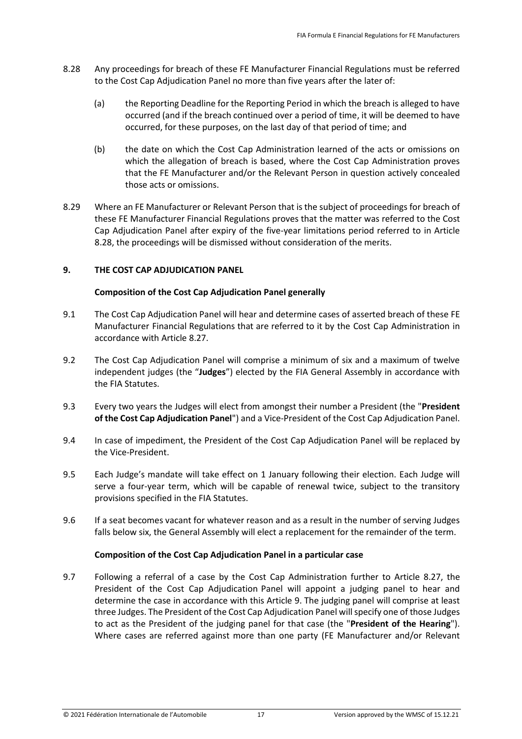8.28 Any proceedings for breach of these FE Manufacturer Financial Regulations must be referred to the Cost Cap Adjudication Panel no more than five years after the later of:

(a) the Reporting Deadline for the Reporting Period in which the breach is alleged to have occurred (and if the breach continued over a period of time, it will be deemed to have occurred, for these purposes, on the last day of that period of time; and

(b) the date on which the Cost Cap Administration learned of the acts or omissions on which the allegation of breach is based, where the Cost Cap Administration proves that the FE Manufacturer and/or the Relevant Person in question actively concealed those acts or omissions.

8.29 Where an FE Manufacturer or Relevant Person that is the subject of proceedings for breach of these FE Manufacturer Financial Regulations proves that the matter was referred to the Cost Cap Adjudication Panel after expiry of the five-year limitations period referred to in Article 8.28, the proceedings will be dismissed without consideration of the merits.

## 9. THE COST CAP ADJUDICATION PANEL

### Composition of the Cost Cap Adjudication Panel generally

9.1 The Cost Cap Adjudication Panel will hear and determine cases of asserted breach of these FE Manufacturer Financial Regulations that are referred to it by the Cost Cap Administration in accordance with Article 8.27.

9.2 The Cost Cap Adjudication Panel will comprise a minimum of six and a maximum of twelve independent judges (the "**Judges**") elected by the FIA General Assembly in accordance with the FIA Statutes.

9.3 Every two years the Judges will elect from amongst their number a President (the "**President of the Cost Cap Adjudication Panel**") and a Vice-President of the Cost Cap Adjudication Panel.

9.4 In case of impediment, the President of the Cost Cap Adjudication Panel will be replaced by the Vice-President.

9.5 Each Judge's mandate will take effect on 1 January following their election. Each Judge will serve a four-year term, which will be capable of renewal twice, subject to the transitory provisions specified in the FIA Statutes.

9.6 If a seat becomes vacant for whatever reason and as a result in the number of serving Judges falls below six, the General Assembly will elect a replacement for the remainder of the term.

### Composition of the Cost Cap Adjudication Panel in a particular case

9.7 Following a referral of a case by the Cost Cap Administration further to Article 8.27, the President of the Cost Cap Adjudication Panel will appoint a judging panel to hear and determine the case in accordance with this Article 9. The judging panel will comprise at least three Judges. The President of the Cost Cap Adjudication Panel will specify one of those Judges to act as the President of the judging panel for that case (the "**President of the Hearing**"). Where cases are referred against more than one party (FE Manufacturer and/or Relevant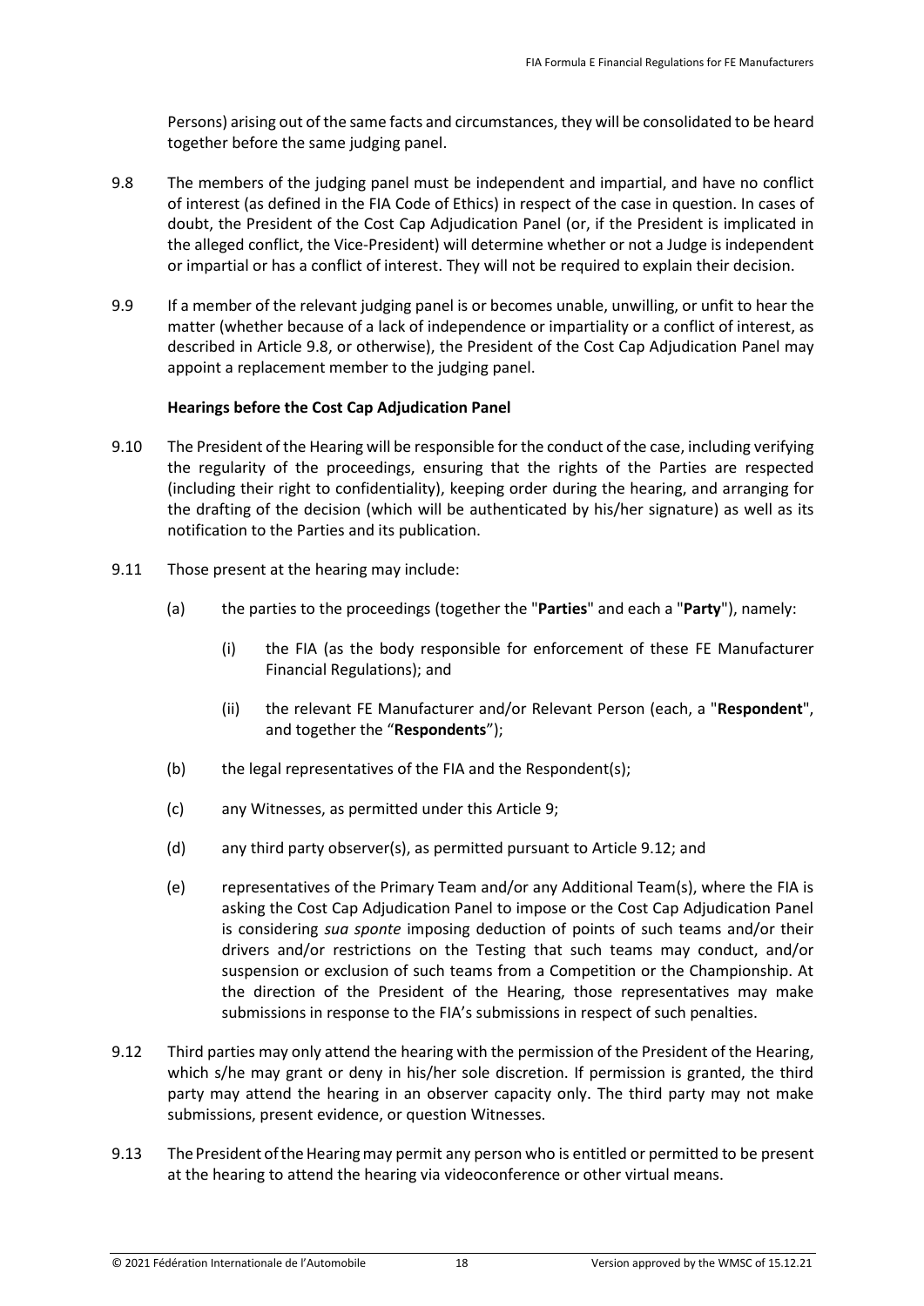Persons) arising out of the same facts and circumstances, they will be consolidated to be heard together before the same judging panel.

9.8 The members of the judging panel must be independent and impartial, and have no conflict of interest (as defined in the FIA Code of Ethics) in respect of the case in question. In cases of doubt, the President of the Cost Cap Adjudication Panel (or, if the President is implicated in the alleged conflict, the Vice-President) will determine whether or not a Judge is independent or impartial or has a conflict of interest. They will not be required to explain their decision.

9.9 If a member of the relevant judging panel is or becomes unable, unwilling, or unfit to hear the matter (whether because of a lack of independence or impartiality or a conflict of interest, as described in Article 9.8, or otherwise), the President of the Cost Cap Adjudication Panel may appoint a replacement member to the judging panel.

**Hearings before the Cost Cap Adjudication Panel**

9.10 The President of the Hearing will be responsible for the conduct of the case, including verifying the regularity of the proceedings, ensuring that the rights of the Parties are respected (including their right to confidentiality), keeping order during the hearing, and arranging for the drafting of the decision (which will be authenticated by his/her signature) as well as its notification to the Parties and its publication.

9.11 Those present at the hearing may include:

(a) the parties to the proceedings (together the "**Parties**" and each a "**Party**"), namely:

(i) the FIA (as the body responsible for enforcement of these FE Manufacturer Financial Regulations); and

(ii) the relevant FE Manufacturer and/or Relevant Person (each, a "**Respondent**", and together the "**Respondents**");

(b) the legal representatives of the FIA and the Respondent(s);

(c) any Witnesses, as permitted under this Article 9;

(d) any third party observer(s), as permitted pursuant to Article 9.12; and

(e) representatives of the Primary Team and/or any Additional Team(s), where the FIA is asking the Cost Cap Adjudication Panel to impose or the Cost Cap Adjudication Panel is considering *sua sponte* imposing deduction of points of such teams and/or their drivers and/or restrictions on the Testing that such teams may conduct, and/or suspension or exclusion of such teams from a Competition or the Championship. At the direction of the President of the Hearing, those representatives may make submissions in response to the FIA's submissions in respect of such penalties.

9.12 Third parties may only attend the hearing with the permission of the President of the Hearing, which s/he may grant or deny in his/her sole discretion. If permission is granted, the third party may attend the hearing in an observer capacity only. The third party may not make submissions, present evidence, or question Witnesses.

9.13 The President of the Hearing may permit any person who is entitled or permitted to be present at the hearing to attend the hearing via videoconference or other virtual means.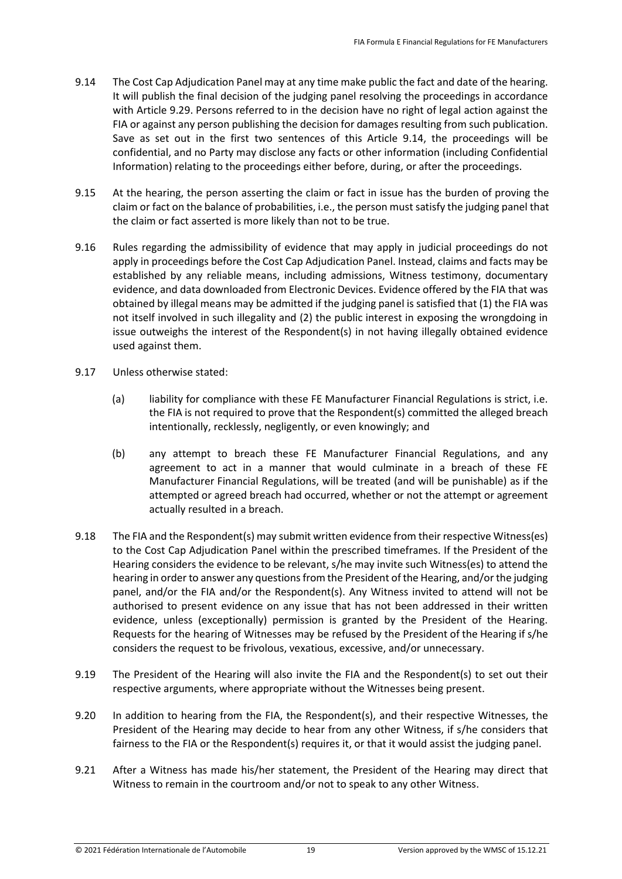9.14 The Cost Cap Adjudication Panel may at any time make public the fact and date of the hearing. It will publish the final decision of the judging panel resolving the proceedings in accordance with Article 9.29. Persons referred to in the decision have no right of legal action against the FIA or against any person publishing the decision for damages resulting from such publication. Save as set out in the first two sentences of this Article 9.14, the proceedings will be confidential, and no Party may disclose any facts or other information (including Confidential Information) relating to the proceedings either before, during, or after the proceedings.

9.15 At the hearing, the person asserting the claim or fact in issue has the burden of proving the claim or fact on the balance of probabilities, i.e., the person must satisfy the judging panel that the claim or fact asserted is more likely than not to be true.

9.16 Rules regarding the admissibility of evidence that may apply in judicial proceedings do not apply in proceedings before the Cost Cap Adjudication Panel. Instead, claims and facts may be established by any reliable means, including admissions, Witness testimony, documentary evidence, and data downloaded from Electronic Devices. Evidence offered by the FIA that was obtained by illegal means may be admitted if the judging panel is satisfied that (1) the FIA was not itself involved in such illegality and (2) the public interest in exposing the wrongdoing in issue outweighs the interest of the Respondent(s) in not having illegally obtained evidence used against them.

9.17 Unless otherwise stated:

(a) liability for compliance with these FE Manufacturer Financial Regulations is strict, i.e. the FIA is not required to prove that the Respondent(s) committed the alleged breach intentionally, recklessly, negligently, or even knowingly; and

(b) any attempt to breach these FE Manufacturer Financial Regulations, and any agreement to act in a manner that would culminate in a breach of these FE Manufacturer Financial Regulations, will be treated (and will be punishable) as if the attempted or agreed breach had occurred, whether or not the attempt or agreement actually resulted in a breach.

9.18 The FIA and the Respondent(s) may submit written evidence from their respective Witness(es) to the Cost Cap Adjudication Panel within the prescribed timeframes. If the President of the Hearing considers the evidence to be relevant, s/he may invite such Witness(es) to attend the hearing in order to answer any questions from the President of the Hearing, and/or the judging panel, and/or the FIA and/or the Respondent(s). Any Witness invited to attend will not be authorised to present evidence on any issue that has not been addressed in their written evidence, unless (exceptionally) permission is granted by the President of the Hearing. Requests for the hearing of Witnesses may be refused by the President of the Hearing if s/he considers the request to be frivolous, vexatious, excessive, and/or unnecessary.

9.19 The President of the Hearing will also invite the FIA and the Respondent(s) to set out their respective arguments, where appropriate without the Witnesses being present.

9.20 In addition to hearing from the FIA, the Respondent(s), and their respective Witnesses, the President of the Hearing may decide to hear from any other Witness, if s/he considers that fairness to the FIA or the Respondent(s) requires it, or that it would assist the judging panel.

9.21 After a Witness has made his/her statement, the President of the Hearing may direct that Witness to remain in the courtroom and/or not to speak to any other Witness.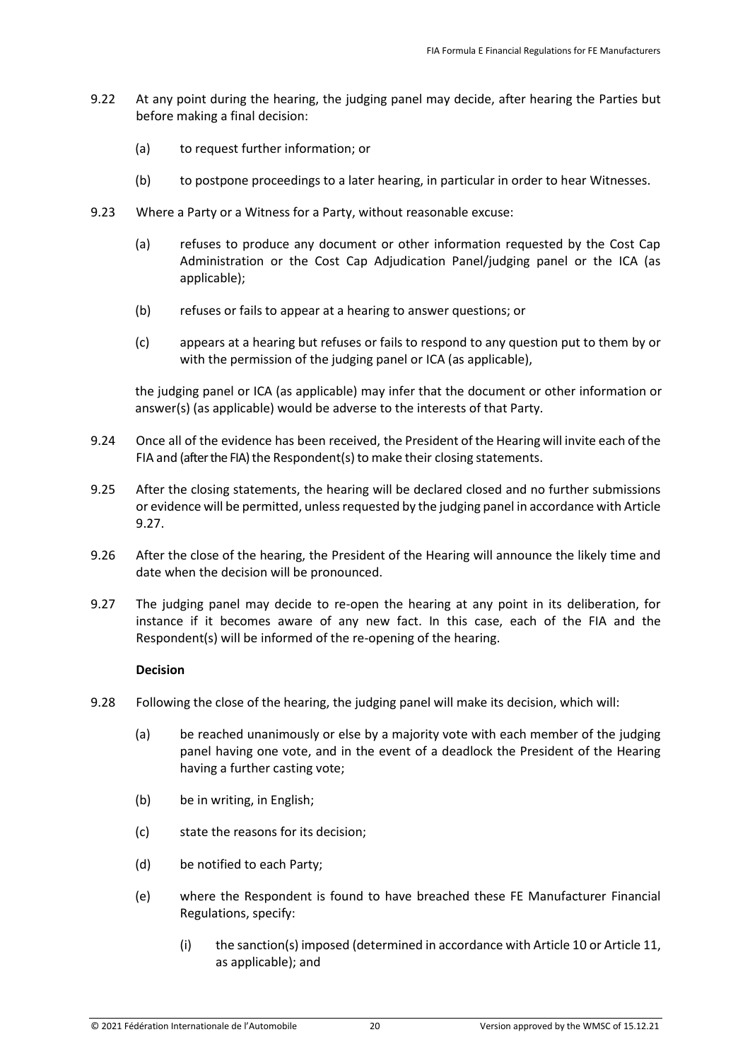9.22 At any point during the hearing, the judging panel may decide, after hearing the Parties but before making a final decision:

(a) to request further information; or

(b) to postpone proceedings to a later hearing, in particular in order to hear Witnesses.

9.23 Where a Party or a Witness for a Party, without reasonable excuse:

(a) refuses to produce any document or other information requested by the Cost Cap Administration or the Cost Cap Adjudication Panel/judging panel or the ICA (as applicable);

(b) refuses or fails to appear at a hearing to answer questions; or

(c) appears at a hearing but refuses or fails to respond to any question put to them by or with the permission of the judging panel or ICA (as applicable),

the judging panel or ICA (as applicable) may infer that the document or other information or answer(s) (as applicable) would be adverse to the interests of that Party.

9.24 Once all of the evidence has been received, the President of the Hearing will invite each of the FIA and (after the FIA) the Respondent(s) to make their closing statements.

9.25 After the closing statements, the hearing will be declared closed and no further submissions or evidence will be permitted, unless requested by the judging panel in accordance with Article 9.27.

9.26 After the close of the hearing, the President of the Hearing will announce the likely time and date when the decision will be pronounced.

9.27 The judging panel may decide to re-open the hearing at any point in its deliberation, for instance if it becomes aware of any new fact. In this case, each of the FIA and the Respondent(s) will be informed of the re-opening of the hearing.

**Decision**

9.28 Following the close of the hearing, the judging panel will make its decision, which will:

(a) be reached unanimously or else by a majority vote with each member of the judging panel having one vote, and in the event of a deadlock the President of the Hearing having a further casting vote;

(b) be in writing, in English;

(c) state the reasons for its decision;

(d) be notified to each Party;

(e) where the Respondent is found to have breached these FE Manufacturer Financial Regulations, specify:

(i) the sanction(s) imposed (determined in accordance with Article 10 or Article 11, as applicable); and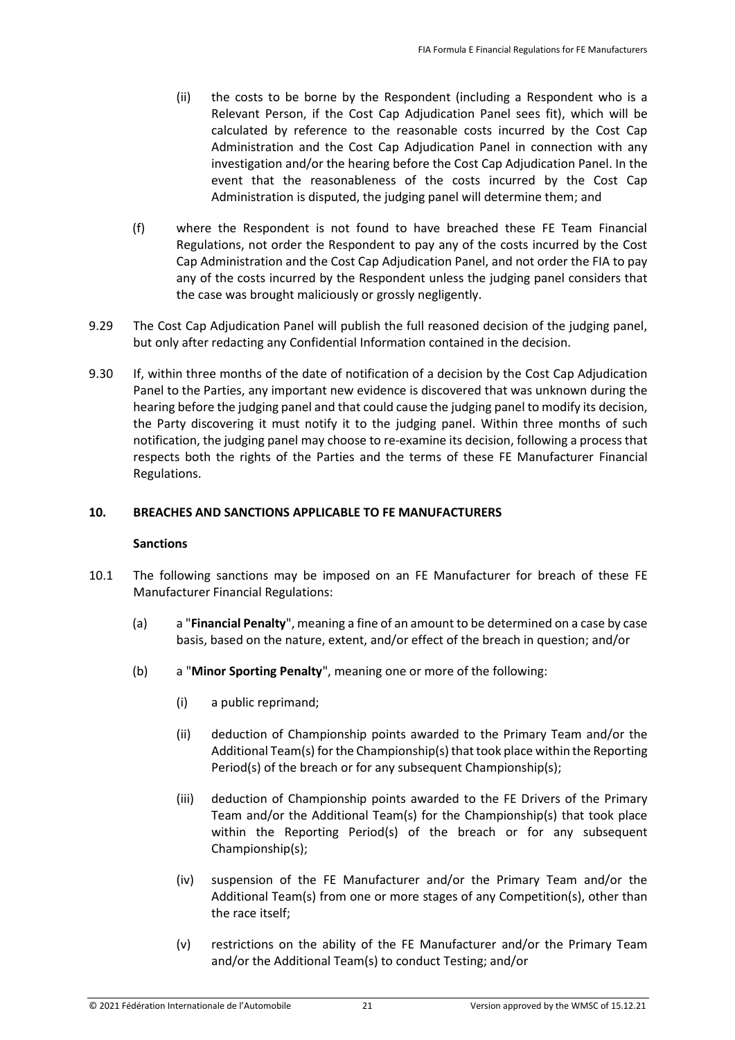(ii) the costs to be borne by the Respondent (including a Respondent who is a Relevant Person, if the Cost Cap Adjudication Panel sees fit), which will be calculated by reference to the reasonable costs incurred by the Cost Cap Administration and the Cost Cap Adjudication Panel in connection with any investigation and/or the hearing before the Cost Cap Adjudication Panel. In the event that the reasonableness of the costs incurred by the Cost Cap Administration is disputed, the judging panel will determine them; and

(f) where the Respondent is not found to have breached these FE Team Financial Regulations, not order the Respondent to pay any of the costs incurred by the Cost Cap Administration and the Cost Cap Adjudication Panel, and not order the FIA to pay any of the costs incurred by the Respondent unless the judging panel considers that the case was brought maliciously or grossly negligently.

9.29 The Cost Cap Adjudication Panel will publish the full reasoned decision of the judging panel, but only after redacting any Confidential Information contained in the decision.

9.30 If, within three months of the date of notification of a decision by the Cost Cap Adjudication Panel to the Parties, any important new evidence is discovered that was unknown during the hearing before the judging panel and that could cause the judging panel to modify its decision, the Party discovering it must notify it to the judging panel. Within three months of such notification, the judging panel may choose to re-examine its decision, following a process that respects both the rights of the Parties and the terms of these FE Manufacturer Financial Regulations.

## 10. BREACHES AND SANCTIONS APPLICABLE TO FE MANUFACTURERS

### Sanctions

10.1 The following sanctions may be imposed on an FE Manufacturer for breach of these FE Manufacturer Financial Regulations:

(a) a "**Financial Penalty**", meaning a fine of an amount to be determined on a case by case basis, based on the nature, extent, and/or effect of the breach in question; and/or

(b) a "**Minor Sporting Penalty**", meaning one or more of the following:

(i) a public reprimand;

(ii) deduction of Championship points awarded to the Primary Team and/or the Additional Team(s) for the Championship(s) that took place within the Reporting Period(s) of the breach or for any subsequent Championship(s);

(iii) deduction of Championship points awarded to the FE Drivers of the Primary Team and/or the Additional Team(s) for the Championship(s) that took place within the Reporting Period(s) of the breach or for any subsequent Championship(s);

(iv) suspension of the FE Manufacturer and/or the Primary Team and/or the Additional Team(s) from one or more stages of any Competition(s), other than the race itself;

(v) restrictions on the ability of the FE Manufacturer and/or the Primary Team and/or the Additional Team(s) to conduct Testing; and/or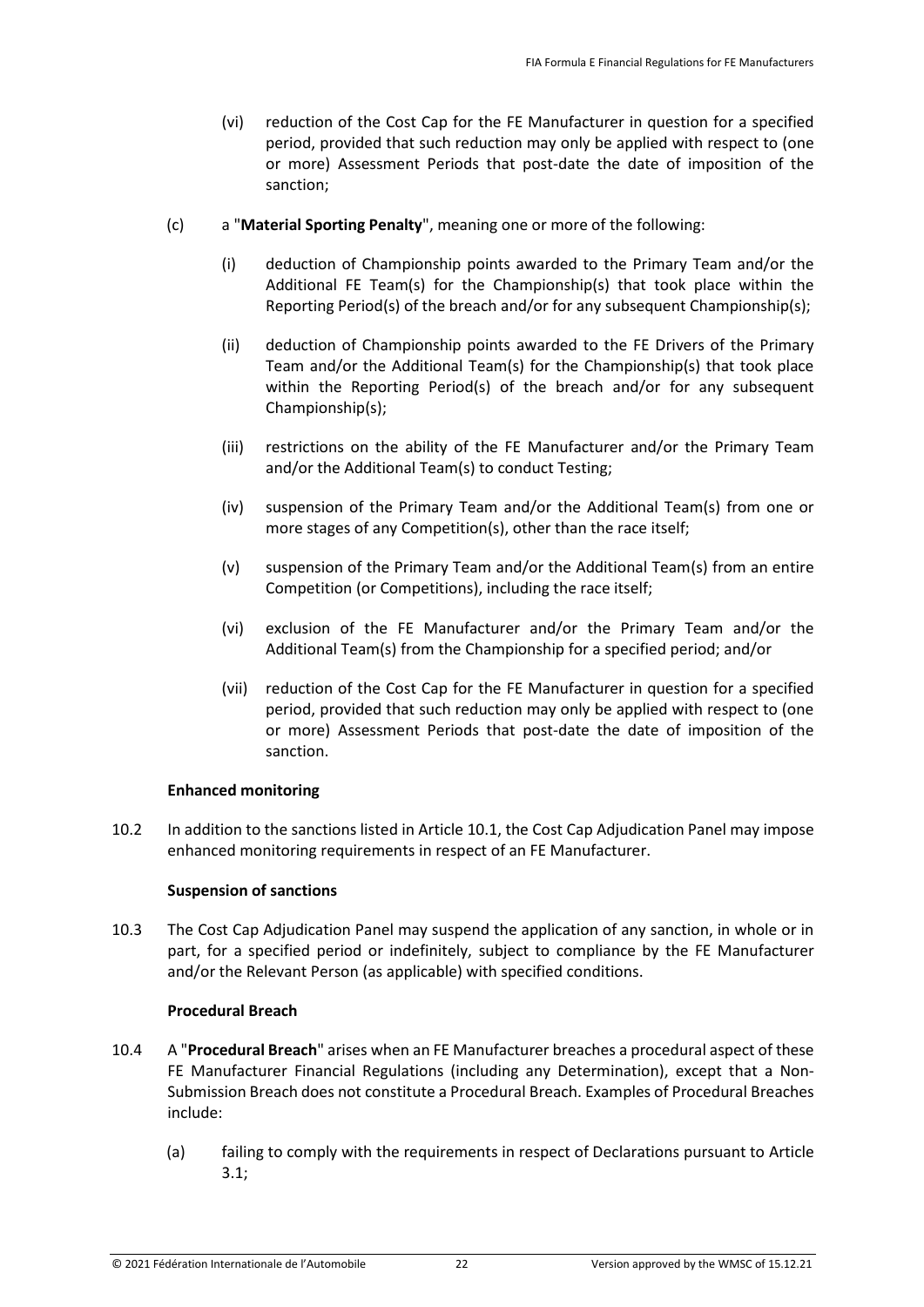(vi) reduction of the Cost Cap for the FE Manufacturer in question for a specified period, provided that such reduction may only be applied with respect to (one or more) Assessment Periods that post-date the date of imposition of the sanction;

(c) a "**Material Sporting Penalty**", meaning one or more of the following:

(i) deduction of Championship points awarded to the Primary Team and/or the Additional FE Team(s) for the Championship(s) that took place within the Reporting Period(s) of the breach and/or for any subsequent Championship(s);

(ii) deduction of Championship points awarded to the FE Drivers of the Primary Team and/or the Additional Team(s) for the Championship(s) that took place within the Reporting Period(s) of the breach and/or for any subsequent Championship(s);

(iii) restrictions on the ability of the FE Manufacturer and/or the Primary Team and/or the Additional Team(s) to conduct Testing;

(iv) suspension of the Primary Team and/or the Additional Team(s) from one or more stages of any Competition(s), other than the race itself;

(v) suspension of the Primary Team and/or the Additional Team(s) from an entire Competition (or Competitions), including the race itself;

(vi) exclusion of the FE Manufacturer and/or the Primary Team and/or the Additional Team(s) from the Championship for a specified period; and/or

(vii) reduction of the Cost Cap for the FE Manufacturer in question for a specified period, provided that such reduction may only be applied with respect to (one or more) Assessment Periods that post-date the date of imposition of the sanction.

**Enhanced monitoring**

10.2 In addition to the sanctions listed in Article 10.1, the Cost Cap Adjudication Panel may impose enhanced monitoring requirements in respect of an FE Manufacturer.

**Suspension of sanctions**

10.3 The Cost Cap Adjudication Panel may suspend the application of any sanction, in whole or in part, for a specified period or indefinitely, subject to compliance by the FE Manufacturer and/or the Relevant Person (as applicable) with specified conditions.

**Procedural Breach**

10.4 A "**Procedural Breach**" arises when an FE Manufacturer breaches a procedural aspect of these FE Manufacturer Financial Regulations (including any Determination), except that a Non-Submission Breach does not constitute a Procedural Breach. Examples of Procedural Breaches include:

(a) failing to comply with the requirements in respect of Declarations pursuant to Article 3.1;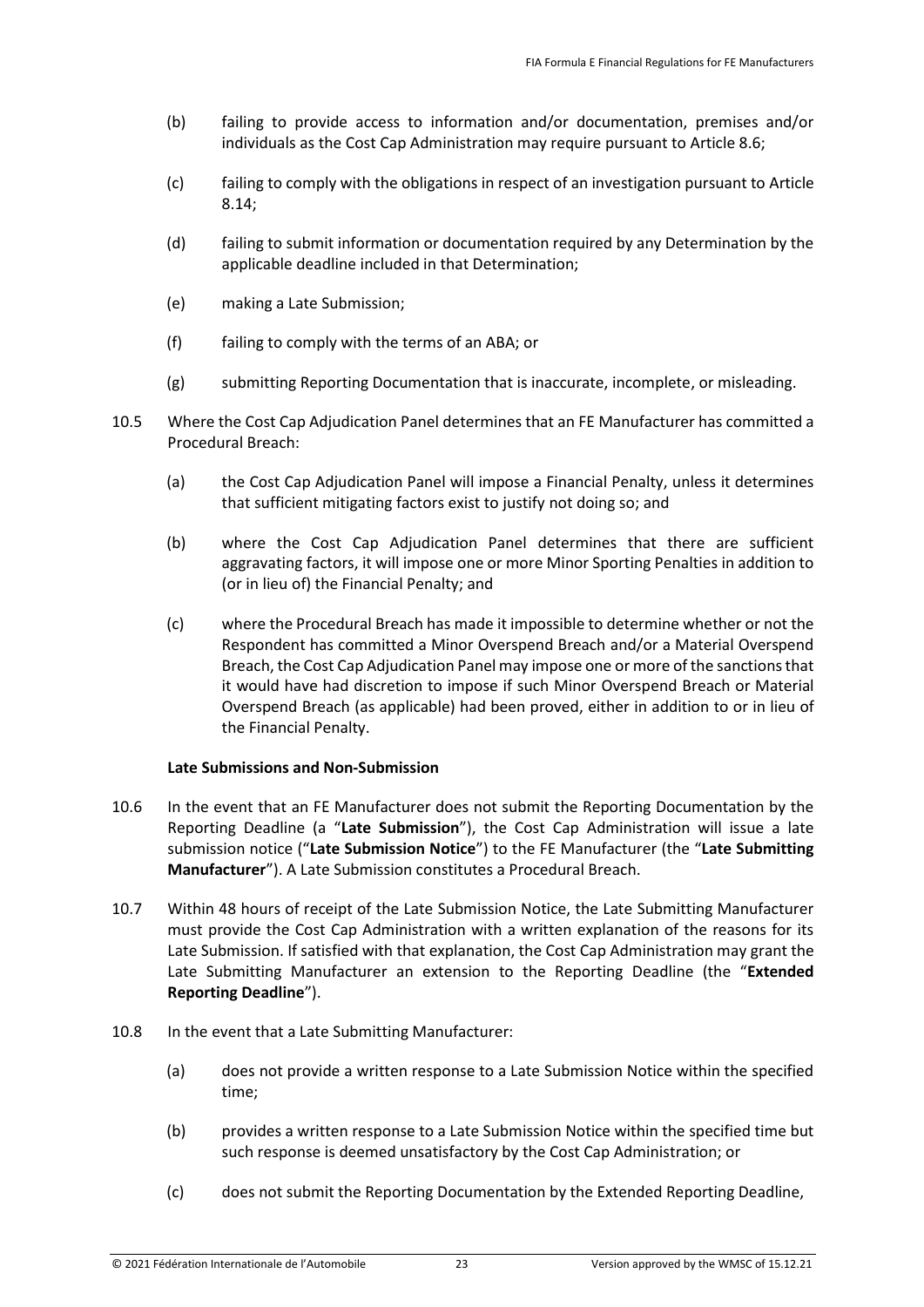(b) failing to provide access to information and/or documentation, premises and/or individuals as the Cost Cap Administration may require pursuant to Article 8.6;

(c) failing to comply with the obligations in respect of an investigation pursuant to Article 8.14;

(d) failing to submit information or documentation required by any Determination by the applicable deadline included in that Determination;

(e) making a Late Submission;

(f) failing to comply with the terms of an ABA; or

(g) submitting Reporting Documentation that is inaccurate, incomplete, or misleading.

10.5 Where the Cost Cap Adjudication Panel determines that an FE Manufacturer has committed a Procedural Breach:

(a) the Cost Cap Adjudication Panel will impose a Financial Penalty, unless it determines that sufficient mitigating factors exist to justify not doing so; and

(b) where the Cost Cap Adjudication Panel determines that there are sufficient aggravating factors, it will impose one or more Minor Sporting Penalties in addition to (or in lieu of) the Financial Penalty; and

(c) where the Procedural Breach has made it impossible to determine whether or not the Respondent has committed a Minor Overspend Breach and/or a Material Overspend Breach, the Cost Cap Adjudication Panel may impose one or more of the sanctions that it would have had discretion to impose if such Minor Overspend Breach or Material Overspend Breach (as applicable) had been proved, either in addition to or in lieu of the Financial Penalty.

**Late Submissions and Non-Submission**

10.6 In the event that an FE Manufacturer does not submit the Reporting Documentation by the Reporting Deadline (a "**Late Submission**"), the Cost Cap Administration will issue a late submission notice ("**Late Submission Notice**") to the FE Manufacturer (the "**Late Submitting Manufacturer**"). A Late Submission constitutes a Procedural Breach.

10.7 Within 48 hours of receipt of the Late Submission Notice, the Late Submitting Manufacturer must provide the Cost Cap Administration with a written explanation of the reasons for its Late Submission. If satisfied with that explanation, the Cost Cap Administration may grant the Late Submitting Manufacturer an extension to the Reporting Deadline (the "**Extended Reporting Deadline**").

10.8 In the event that a Late Submitting Manufacturer:

(a) does not provide a written response to a Late Submission Notice within the specified time;

(b) provides a written response to a Late Submission Notice within the specified time but such response is deemed unsatisfactory by the Cost Cap Administration; or

(c) does not submit the Reporting Documentation by the Extended Reporting Deadline,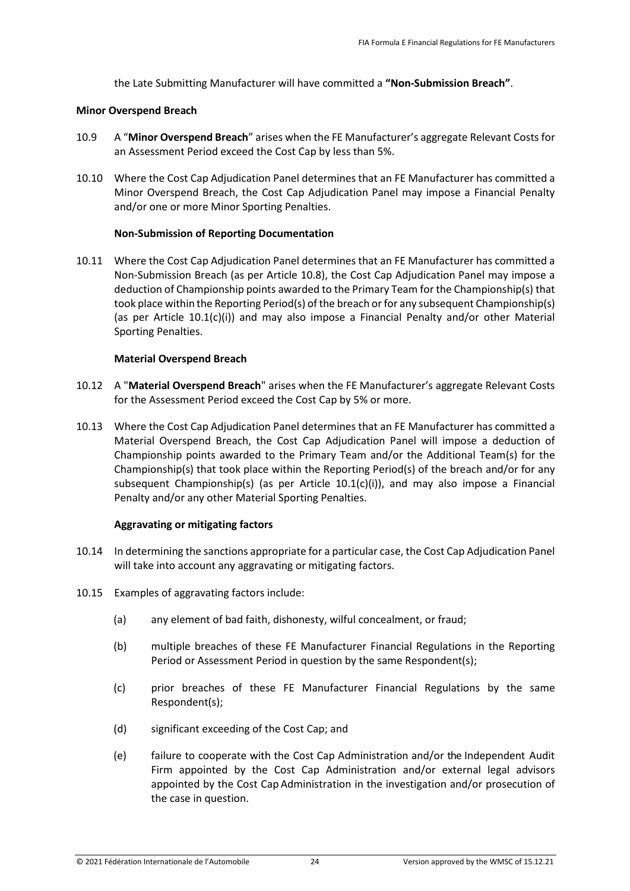the Late Submitting Manufacturer will have committed a **"Non-Submission Breach"**.

**Minor Overspend Breach**

10.9 A "**Minor Overspend Breach**" arises when the FE Manufacturer's aggregate Relevant Costs for an Assessment Period exceed the Cost Cap by less than 5%.

10.10 Where the Cost Cap Adjudication Panel determines that an FE Manufacturer has committed a Minor Overspend Breach, the Cost Cap Adjudication Panel may impose a Financial Penalty and/or one or more Minor Sporting Penalties.

**Non-Submission of Reporting Documentation**

10.11 Where the Cost Cap Adjudication Panel determines that an FE Manufacturer has committed a Non-Submission Breach (as per Article 10.8), the Cost Cap Adjudication Panel may impose a deduction of Championship points awarded to the Primary Team for the Championship(s) that took place within the Reporting Period(s) of the breach or for any subsequent Championship(s) (as per Article 10.1(c)(i)) and may also impose a Financial Penalty and/or other Material Sporting Penalties.

**Material Overspend Breach**

10.12 A "**Material Overspend Breach**" arises when the FE Manufacturer's aggregate Relevant Costs for the Assessment Period exceed the Cost Cap by 5% or more.

10.13 Where the Cost Cap Adjudication Panel determines that an FE Manufacturer has committed a Material Overspend Breach, the Cost Cap Adjudication Panel will impose a deduction of Championship points awarded to the Primary Team and/or the Additional Team(s) for the Championship(s) that took place within the Reporting Period(s) of the breach and/or for any subsequent Championship(s) (as per Article 10.1(c)(i)), and may also impose a Financial Penalty and/or any other Material Sporting Penalties.

**Aggravating or mitigating factors**

10.14 In determining the sanctions appropriate for a particular case, the Cost Cap Adjudication Panel will take into account any aggravating or mitigating factors.

10.15 Examples of aggravating factors include:

(a) any element of bad faith, dishonesty, wilful concealment, or fraud;

(b) multiple breaches of these FE Manufacturer Financial Regulations in the Reporting Period or Assessment Period in question by the same Respondent(s);

(c) prior breaches of these FE Manufacturer Financial Regulations by the same Respondent(s);

(d) significant exceeding of the Cost Cap; and

(e) failure to cooperate with the Cost Cap Administration and/or the Independent Audit Firm appointed by the Cost Cap Administration and/or external legal advisors appointed by the Cost Cap Administration in the investigation and/or prosecution of the case in question.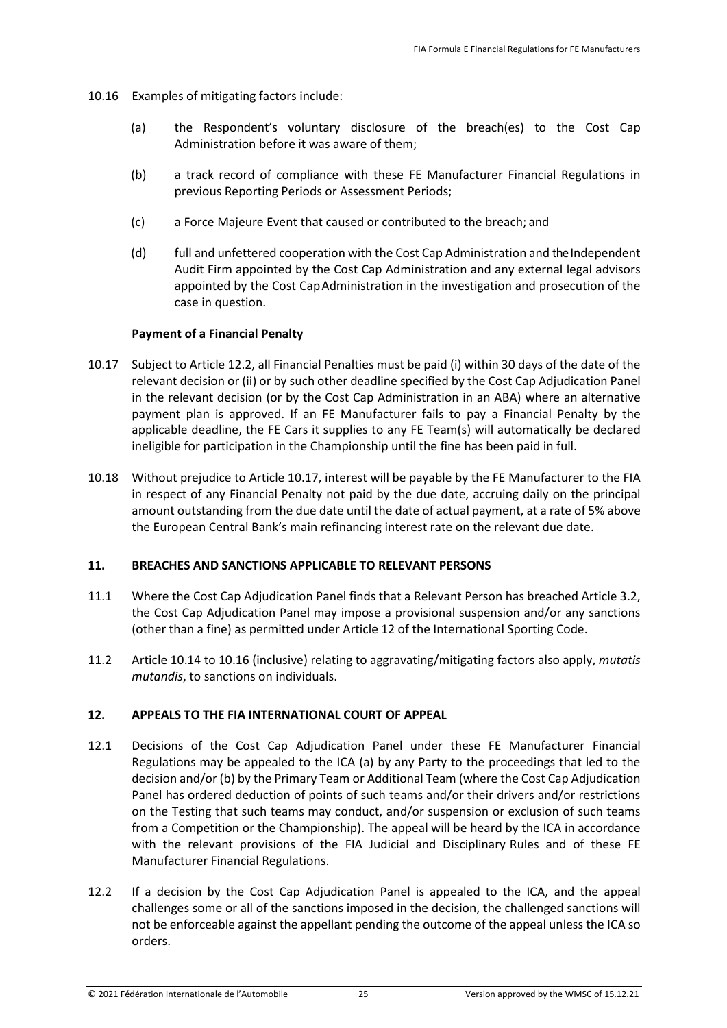10.16 Examples of mitigating factors include:

(a) the Respondent's voluntary disclosure of the breach(es) to the Cost Cap Administration before it was aware of them;

(b) a track record of compliance with these FE Manufacturer Financial Regulations in previous Reporting Periods or Assessment Periods;

(c) a Force Majeure Event that caused or contributed to the breach; and

(d) full and unfettered cooperation with the Cost Cap Administration and the Independent Audit Firm appointed by the Cost Cap Administration and any external legal advisors appointed by the Cost Cap Administration in the investigation and prosecution of the case in question.

**Payment of a Financial Penalty**

10.17 Subject to Article 12.2, all Financial Penalties must be paid (i) within 30 days of the date of the relevant decision or (ii) or by such other deadline specified by the Cost Cap Adjudication Panel in the relevant decision (or by the Cost Cap Administration in an ABA) where an alternative payment plan is approved. If an FE Manufacturer fails to pay a Financial Penalty by the applicable deadline, the FE Cars it supplies to any FE Team(s) will automatically be declared ineligible for participation in the Championship until the fine has been paid in full.

10.18 Without prejudice to Article 10.17, interest will be payable by the FE Manufacturer to the FIA in respect of any Financial Penalty not paid by the due date, accruing daily on the principal amount outstanding from the due date until the date of actual payment, at a rate of 5% above the European Central Bank's main refinancing interest rate on the relevant due date.

## 11. BREACHES AND SANCTIONS APPLICABLE TO RELEVANT PERSONS

11.1 Where the Cost Cap Adjudication Panel finds that a Relevant Person has breached Article 3.2, the Cost Cap Adjudication Panel may impose a provisional suspension and/or any sanctions (other than a fine) as permitted under Article 12 of the International Sporting Code.

11.2 Article 10.14 to 10.16 (inclusive) relating to aggravating/mitigating factors also apply, *mutatis mutandis*, to sanctions on individuals.

## 12. APPEALS TO THE FIA INTERNATIONAL COURT OF APPEAL

12.1 Decisions of the Cost Cap Adjudication Panel under these FE Manufacturer Financial Regulations may be appealed to the ICA (a) by any Party to the proceedings that led to the decision and/or (b) by the Primary Team or Additional Team (where the Cost Cap Adjudication Panel has ordered deduction of points of such teams and/or their drivers and/or restrictions on the Testing that such teams may conduct, and/or suspension or exclusion of such teams from a Competition or the Championship). The appeal will be heard by the ICA in accordance with the relevant provisions of the FIA Judicial and Disciplinary Rules and of these FE Manufacturer Financial Regulations.

12.2 If a decision by the Cost Cap Adjudication Panel is appealed to the ICA, and the appeal challenges some or all of the sanctions imposed in the decision, the challenged sanctions will not be enforceable against the appellant pending the outcome of the appeal unless the ICA so orders.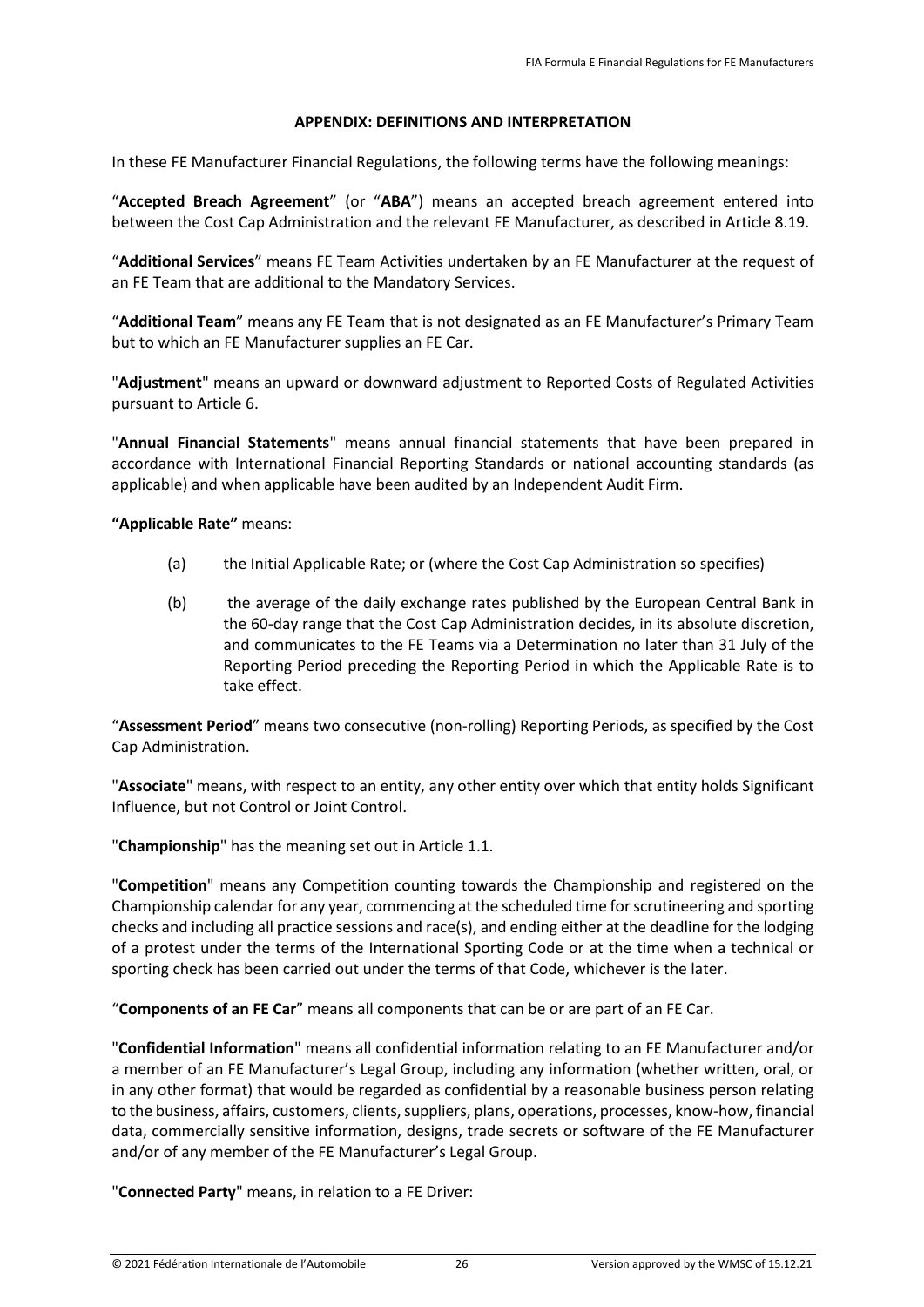## APPENDIX: DEFINITIONS AND INTERPRETATION

In these FE Manufacturer Financial Regulations, the following terms have the following meanings:

"**Accepted Breach Agreement**" (or "**ABA**") means an accepted breach agreement entered into between the Cost Cap Administration and the relevant FE Manufacturer, as described in Article 8.19.

"**Additional Services**" means FE Team Activities undertaken by an FE Manufacturer at the request of an FE Team that are additional to the Mandatory Services.

"**Additional Team**" means any FE Team that is not designated as an FE Manufacturer's Primary Team but to which an FE Manufacturer supplies an FE Car.

"**Adjustment**" means an upward or downward adjustment to Reported Costs of Regulated Activities pursuant to Article 6.

"**Annual Financial Statements**" means annual financial statements that have been prepared in accordance with International Financial Reporting Standards or national accounting standards (as applicable) and when applicable have been audited by an Independent Audit Firm.

**"Applicable Rate"** means:

(a) the Initial Applicable Rate; or (where the Cost Cap Administration so specifies)

(b) the average of the daily exchange rates published by the European Central Bank in the 60-day range that the Cost Cap Administration decides, in its absolute discretion, and communicates to the FE Teams via a Determination no later than 31 July of the Reporting Period preceding the Reporting Period in which the Applicable Rate is to take effect.

"**Assessment Period**" means two consecutive (non-rolling) Reporting Periods, as specified by the Cost Cap Administration.

"**Associate**" means, with respect to an entity, any other entity over which that entity holds Significant Influence, but not Control or Joint Control.

"**Championship**" has the meaning set out in Article 1.1.

"**Competition**" means any Competition counting towards the Championship and registered on the Championship calendar for any year, commencing at the scheduled time for scrutineering and sporting checks and including all practice sessions and race(s), and ending either at the deadline for the lodging of a protest under the terms of the International Sporting Code or at the time when a technical or sporting check has been carried out under the terms of that Code, whichever is the later.

"**Components of an FE Car**" means all components that can be or are part of an FE Car.

"**Confidential Information**" means all confidential information relating to an FE Manufacturer and/or a member of an FE Manufacturer's Legal Group, including any information (whether written, oral, or in any other format) that would be regarded as confidential by a reasonable business person relating to the business, affairs, customers, clients, suppliers, plans, operations, processes, know-how, financial data, commercially sensitive information, designs, trade secrets or software of the FE Manufacturer and/or of any member of the FE Manufacturer's Legal Group.

"**Connected Party**" means, in relation to a FE Driver: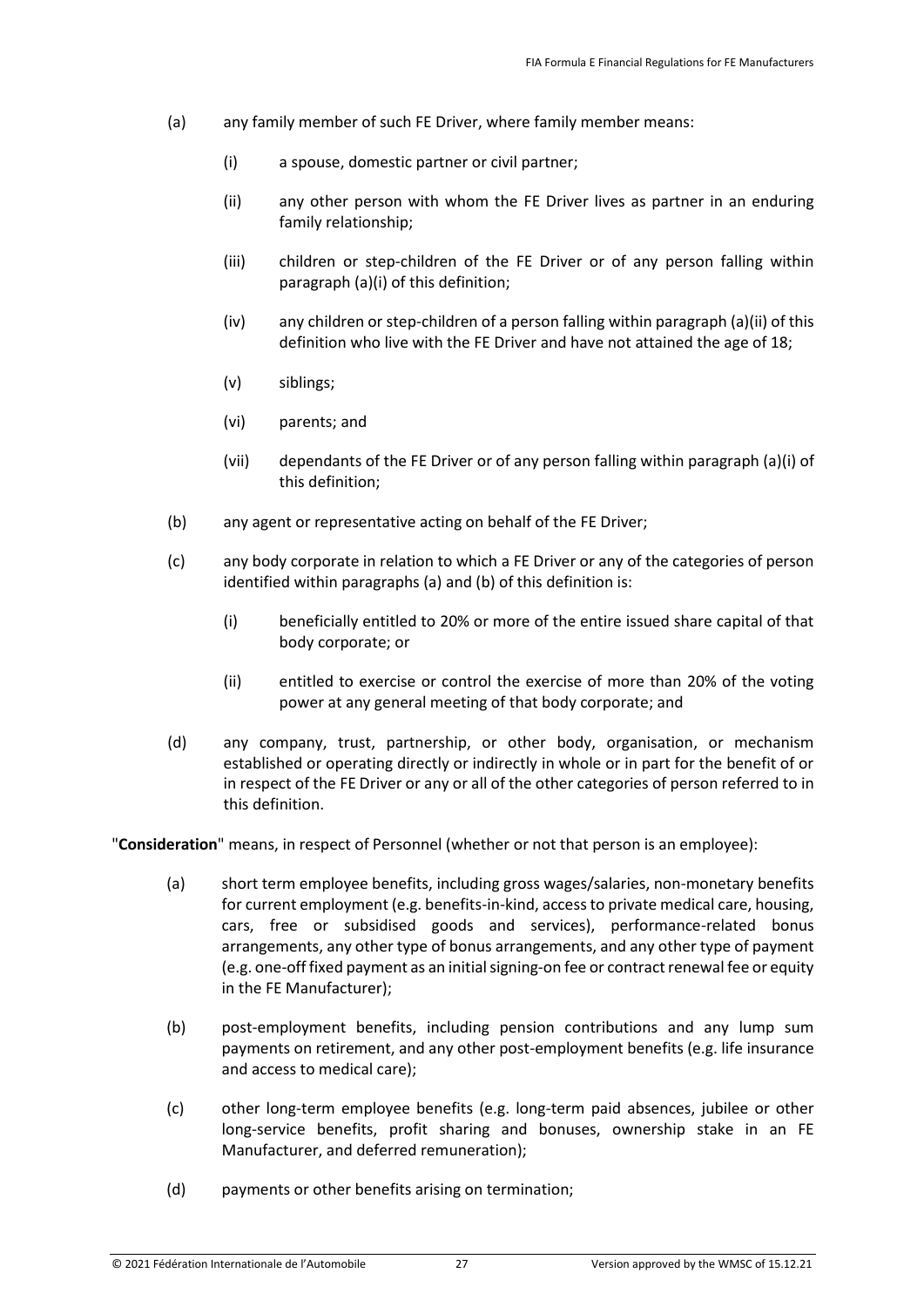- (a) any family member of such FE Driver, where family member means:
    - (i) a spouse, domestic partner or civil partner;
    - (ii) any other person with whom the FE Driver lives as partner in an enduring family relationship;
    - (iii) children or step-children of the FE Driver or of any person falling within paragraph (a)(i) of this definition;
    - (iv) any children or step-children of a person falling within paragraph (a)(ii) of this definition who live with the FE Driver and have not attained the age of 18;
    - (v) siblings;
    - (vi) parents; and
    - (vii) dependants of the FE Driver or of any person falling within paragraph (a)(i) of this definition;
- (b) any agent or representative acting on behalf of the FE Driver;
- (c) any body corporate in relation to which a FE Driver or any of the categories of person identified within paragraphs (a) and (b) of this definition is:
    - (i) beneficially entitled to 20% or more of the entire issued share capital of that body corporate; or
    - (ii) entitled to exercise or control the exercise of more than 20% of the voting power at any general meeting of that body corporate; and
- (d) any company, trust, partnership, or other body, organisation, or mechanism established or operating directly or indirectly in whole or in part for the benefit of or in respect of the FE Driver or any or all of the other categories of person referred to in this definition.

"**Consideration**" means, in respect of Personnel (whether or not that person is an employee):

- (a) short term employee benefits, including gross wages/salaries, non-monetary benefits for current employment (e.g. benefits-in-kind, access to private medical care, housing, cars, free or subsidised goods and services), performance-related bonus arrangements, any other type of bonus arrangements, and any other type of payment (e.g. one-off fixed payment as an initial signing-on fee or contract renewal fee or equity in the FE Manufacturer);
- (b) post-employment benefits, including pension contributions and any lump sum payments on retirement, and any other post-employment benefits (e.g. life insurance and access to medical care);
- (c) other long-term employee benefits (e.g. long-term paid absences, jubilee or other long-service benefits, profit sharing and bonuses, ownership stake in an FE Manufacturer, and deferred remuneration);
- (d) payments or other benefits arising on termination;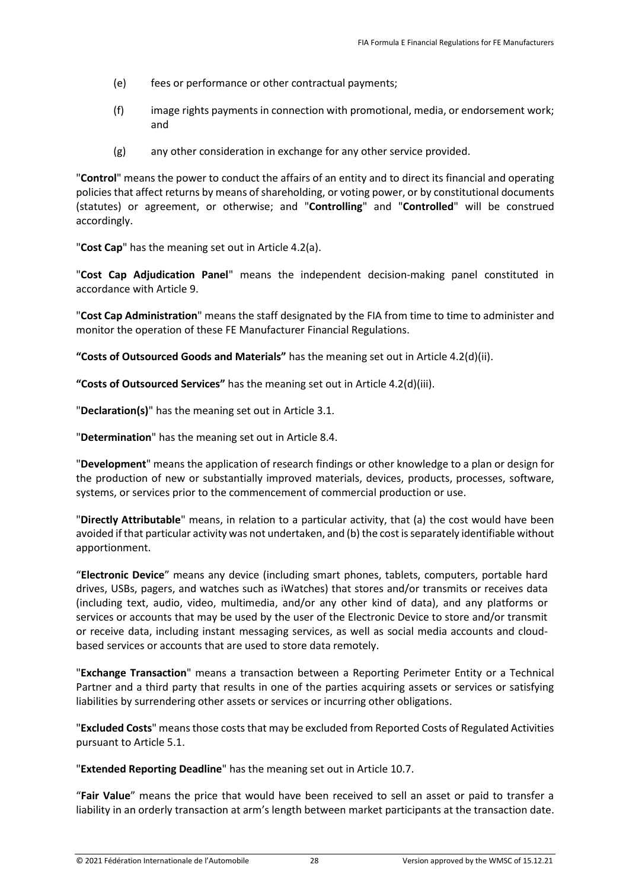(e) fees or performance or other contractual payments;

(f) image rights payments in connection with promotional, media, or endorsement work; and

(g) any other consideration in exchange for any other service provided.

"**Control**" means the power to conduct the affairs of an entity and to direct its financial and operating policies that affect returns by means of shareholding, or voting power, or by constitutional documents (statutes) or agreement, or otherwise; and "**Controlling**" and "**Controlled**" will be construed accordingly.

"**Cost Cap**" has the meaning set out in Article 4.2(a).

"**Cost Cap Adjudication Panel**" means the independent decision-making panel constituted in accordance with Article 9.

"**Cost Cap Administration**" means the staff designated by the FIA from time to time to administer and monitor the operation of these FE Manufacturer Financial Regulations.

**"Costs of Outsourced Goods and Materials"** has the meaning set out in Article 4.2(d)(ii).

**"Costs of Outsourced Services"** has the meaning set out in Article 4.2(d)(iii).

"**Declaration(s)**" has the meaning set out in Article 3.1.

"**Determination**" has the meaning set out in Article 8.4.

"**Development**" means the application of research findings or other knowledge to a plan or design for the production of new or substantially improved materials, devices, products, processes, software, systems, or services prior to the commencement of commercial production or use.

"**Directly Attributable**" means, in relation to a particular activity, that (a) the cost would have been avoided if that particular activity was not undertaken, and (b) the cost is separately identifiable without apportionment.

"**Electronic Device**" means any device (including smart phones, tablets, computers, portable hard drives, USBs, pagers, and watches such as iWatches) that stores and/or transmits or receives data (including text, audio, video, multimedia, and/or any other kind of data), and any platforms or services or accounts that may be used by the user of the Electronic Device to store and/or transmit or receive data, including instant messaging services, as well as social media accounts and cloud-based services or accounts that are used to store data remotely.

"**Exchange Transaction**" means a transaction between a Reporting Perimeter Entity or a Technical Partner and a third party that results in one of the parties acquiring assets or services or satisfying liabilities by surrendering other assets or services or incurring other obligations.

"**Excluded Costs**" means those costs that may be excluded from Reported Costs of Regulated Activities pursuant to Article 5.1.

"**Extended Reporting Deadline**" has the meaning set out in Article 10.7.

"**Fair Value**" means the price that would have been received to sell an asset or paid to transfer a liability in an orderly transaction at arm's length between market participants at the transaction date.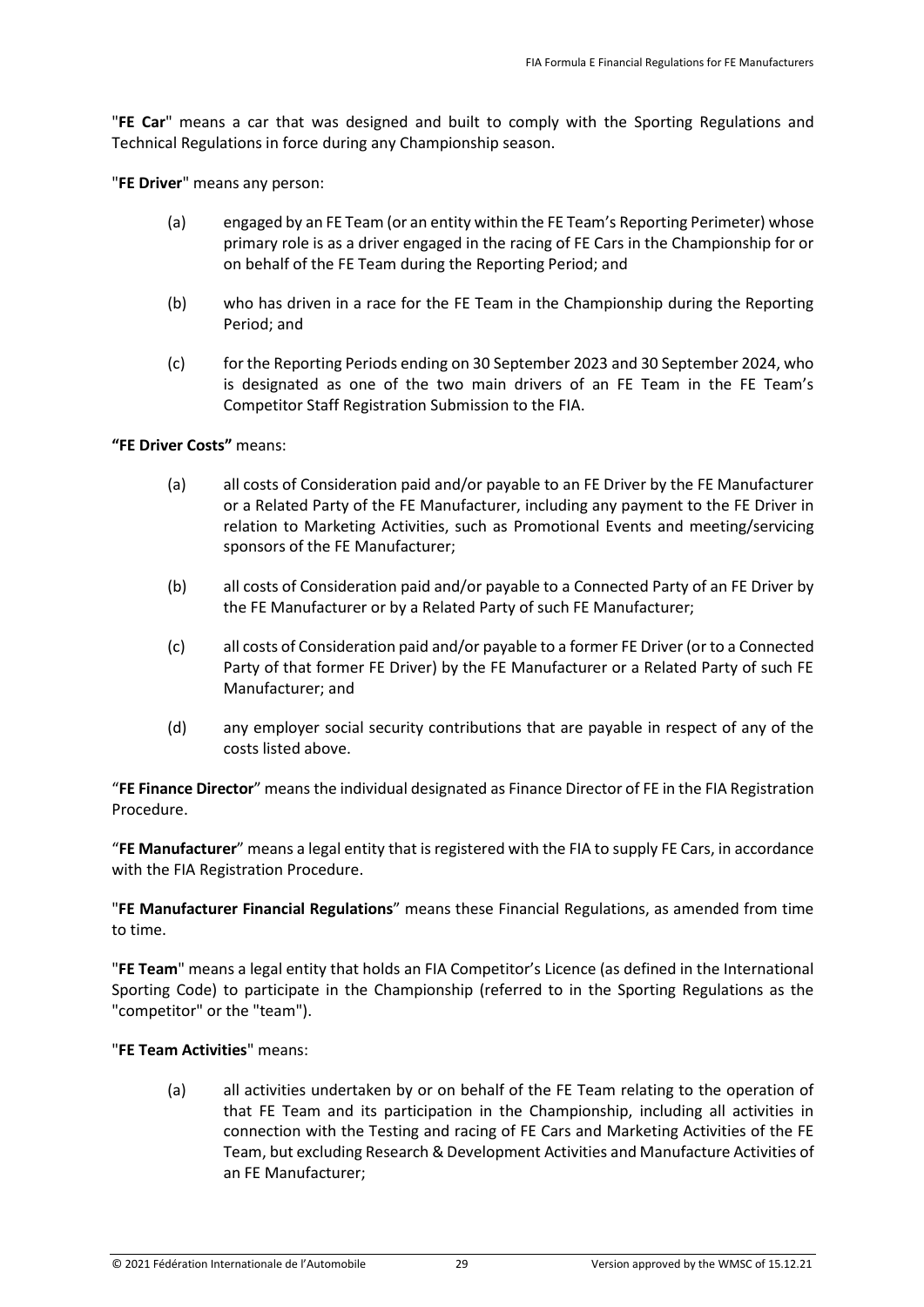"**FE Car**" means a car that was designed and built to comply with the Sporting Regulations and Technical Regulations in force during any Championship season.

"**FE Driver**" means any person:

(a) engaged by an FE Team (or an entity within the FE Team's Reporting Perimeter) whose primary role is as a driver engaged in the racing of FE Cars in the Championship for or on behalf of the FE Team during the Reporting Period; and

(b) who has driven in a race for the FE Team in the Championship during the Reporting Period; and

(c) for the Reporting Periods ending on 30 September 2023 and 30 September 2024, who is designated as one of the two main drivers of an FE Team in the FE Team's Competitor Staff Registration Submission to the FIA.

**"FE Driver Costs"** means:

(a) all costs of Consideration paid and/or payable to an FE Driver by the FE Manufacturer or a Related Party of the FE Manufacturer, including any payment to the FE Driver in relation to Marketing Activities, such as Promotional Events and meeting/servicing sponsors of the FE Manufacturer;

(b) all costs of Consideration paid and/or payable to a Connected Party of an FE Driver by the FE Manufacturer or by a Related Party of such FE Manufacturer;

(c) all costs of Consideration paid and/or payable to a former FE Driver (or to a Connected Party of that former FE Driver) by the FE Manufacturer or a Related Party of such FE Manufacturer; and

(d) any employer social security contributions that are payable in respect of any of the costs listed above.

"**FE Finance Director**" means the individual designated as Finance Director of FE in the FIA Registration Procedure.

"**FE Manufacturer**" means a legal entity that is registered with the FIA to supply FE Cars, in accordance with the FIA Registration Procedure.

"**FE Manufacturer Financial Regulations**" means these Financial Regulations, as amended from time to time.

"**FE Team**" means a legal entity that holds an FIA Competitor's Licence (as defined in the International Sporting Code) to participate in the Championship (referred to in the Sporting Regulations as the "competitor" or the "team").

"**FE Team Activities**" means:

(a) all activities undertaken by or on behalf of the FE Team relating to the operation of that FE Team and its participation in the Championship, including all activities in connection with the Testing and racing of FE Cars and Marketing Activities of the FE Team, but excluding Research & Development Activities and Manufacture Activities of an FE Manufacturer;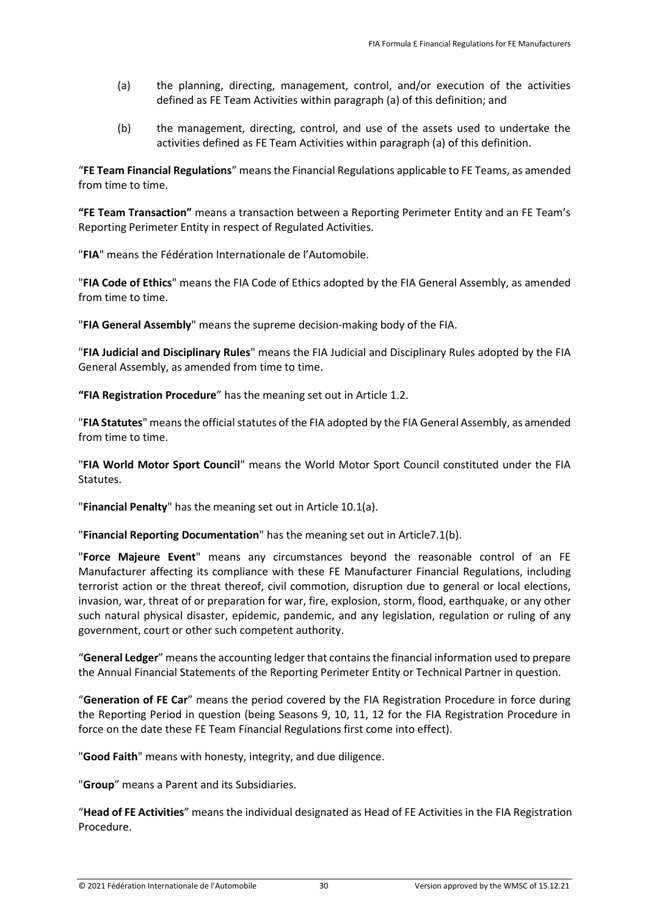(a) the planning, directing, management, control, and/or execution of the activities defined as FE Team Activities within paragraph (a) of this definition; and

(b) the management, directing, control, and use of the assets used to undertake the activities defined as FE Team Activities within paragraph (a) of this definition.

"**FE Team Financial Regulations**" means the Financial Regulations applicable to FE Teams, as amended from time to time.

**"FE Team Transaction"** means a transaction between a Reporting Perimeter Entity and an FE Team's Reporting Perimeter Entity in respect of Regulated Activities.

"**FIA**" means the Fédération Internationale de l'Automobile.

"**FIA Code of Ethics**" means the FIA Code of Ethics adopted by the FIA General Assembly, as amended from time to time.

"**FIA General Assembly**" means the supreme decision-making body of the FIA.

"**FIA Judicial and Disciplinary Rules**" means the FIA Judicial and Disciplinary Rules adopted by the FIA General Assembly, as amended from time to time.

**"FIA Registration Procedure**" has the meaning set out in Article 1.2.

"**FIA Statutes**" means the official statutes of the FIA adopted by the FIA General Assembly, as amended from time to time.

"**FIA World Motor Sport Council**" means the World Motor Sport Council constituted under the FIA Statutes.

"**Financial Penalty**" has the meaning set out in Article 10.1(a).

"**Financial Reporting Documentation**" has the meaning set out in Article7.1(b).

"**Force Majeure Event**" means any circumstances beyond the reasonable control of an FE Manufacturer affecting its compliance with these FE Manufacturer Financial Regulations, including terrorist action or the threat thereof, civil commotion, disruption due to general or local elections, invasion, war, threat of or preparation for war, fire, explosion, storm, flood, earthquake, or any other such natural physical disaster, epidemic, pandemic, and any legislation, regulation or ruling of any government, court or other such competent authority.

"**General Ledger**" means the accounting ledger that contains the financial information used to prepare the Annual Financial Statements of the Reporting Perimeter Entity or Technical Partner in question.

"**Generation of FE Car**" means the period covered by the FIA Registration Procedure in force during the Reporting Period in question (being Seasons 9, 10, 11, 12 for the FIA Registration Procedure in force on the date these FE Team Financial Regulations first come into effect).

"**Good Faith**" means with honesty, integrity, and due diligence.

"**Group**" means a Parent and its Subsidiaries.

"**Head of FE Activities**" means the individual designated as Head of FE Activities in the FIA Registration Procedure.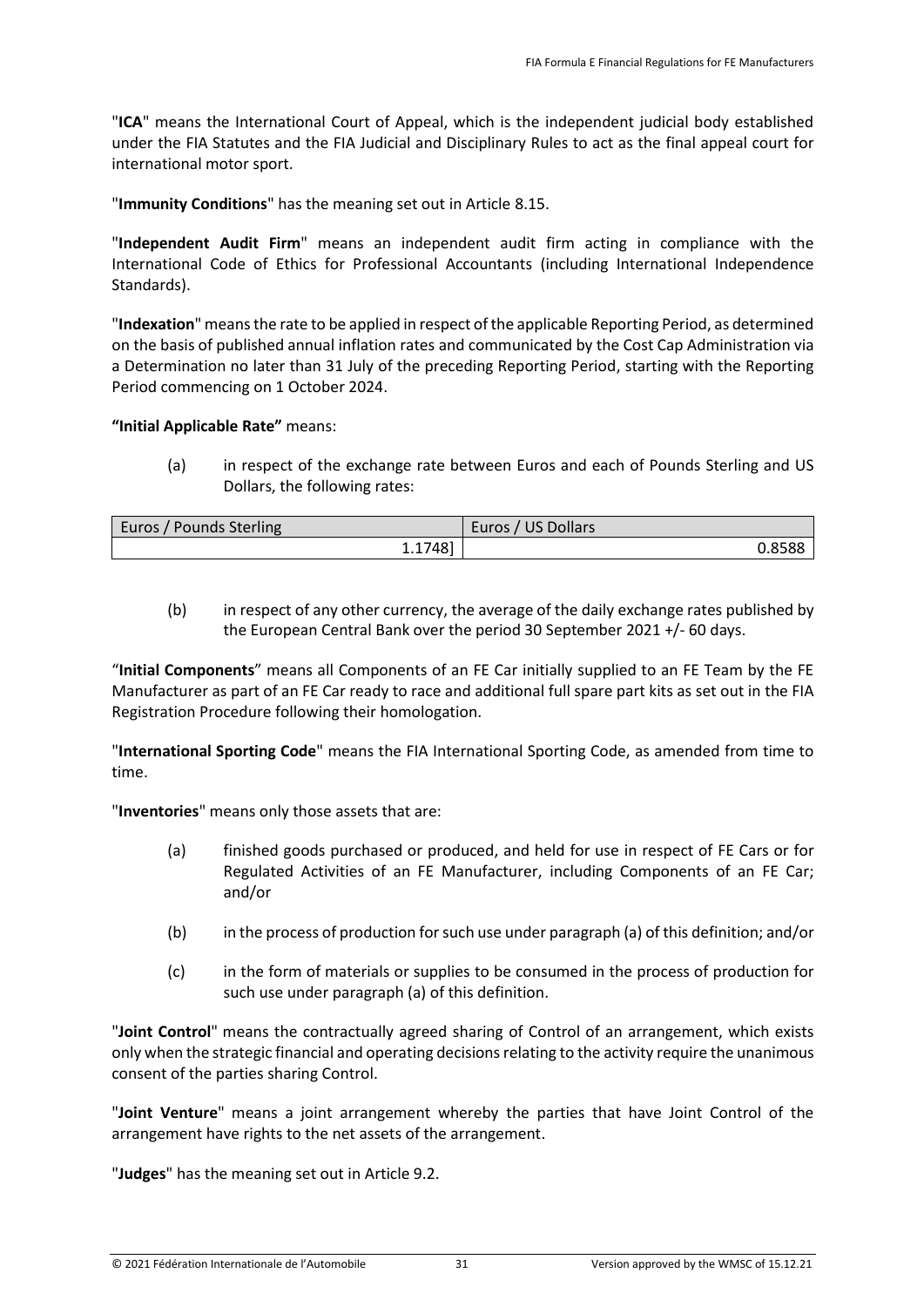"**ICA**" means the International Court of Appeal, which is the independent judicial body established under the FIA Statutes and the FIA Judicial and Disciplinary Rules to act as the final appeal court for international motor sport.

"**Immunity Conditions**" has the meaning set out in Article 8.15.

"**Independent Audit Firm**" means an independent audit firm acting in compliance with the International Code of Ethics for Professional Accountants (including International Independence Standards).

"**Indexation**" means the rate to be applied in respect of the applicable Reporting Period, as determined on the basis of published annual inflation rates and communicated by the Cost Cap Administration via a Determination no later than 31 July of the preceding Reporting Period, starting with the Reporting Period commencing on 1 October 2024.

**"Initial Applicable Rate"** means:

(a) in respect of the exchange rate between Euros and each of Pounds Sterling and US Dollars, the following rates:

| Euros / Pounds Sterling | Euros / US Dollars |
|---|---|
| 1.1748] | 0.8588 |

(b) in respect of any other currency, the average of the daily exchange rates published by the European Central Bank over the period 30 September 2021 +/- 60 days.

"**Initial Components**" means all Components of an FE Car initially supplied to an FE Team by the FE Manufacturer as part of an FE Car ready to race and additional full spare part kits as set out in the FIA Registration Procedure following their homologation.

"**International Sporting Code**" means the FIA International Sporting Code, as amended from time to time.

"**Inventories**" means only those assets that are:

(a) finished goods purchased or produced, and held for use in respect of FE Cars or for Regulated Activities of an FE Manufacturer, including Components of an FE Car; and/or

(b) in the process of production for such use under paragraph (a) of this definition; and/or

(c) in the form of materials or supplies to be consumed in the process of production for such use under paragraph (a) of this definition.

"**Joint Control**" means the contractually agreed sharing of Control of an arrangement, which exists only when the strategic financial and operating decisions relating to the activity require the unanimous consent of the parties sharing Control.

"**Joint Venture**" means a joint arrangement whereby the parties that have Joint Control of the arrangement have rights to the net assets of the arrangement.

"**Judges**" has the meaning set out in Article 9.2.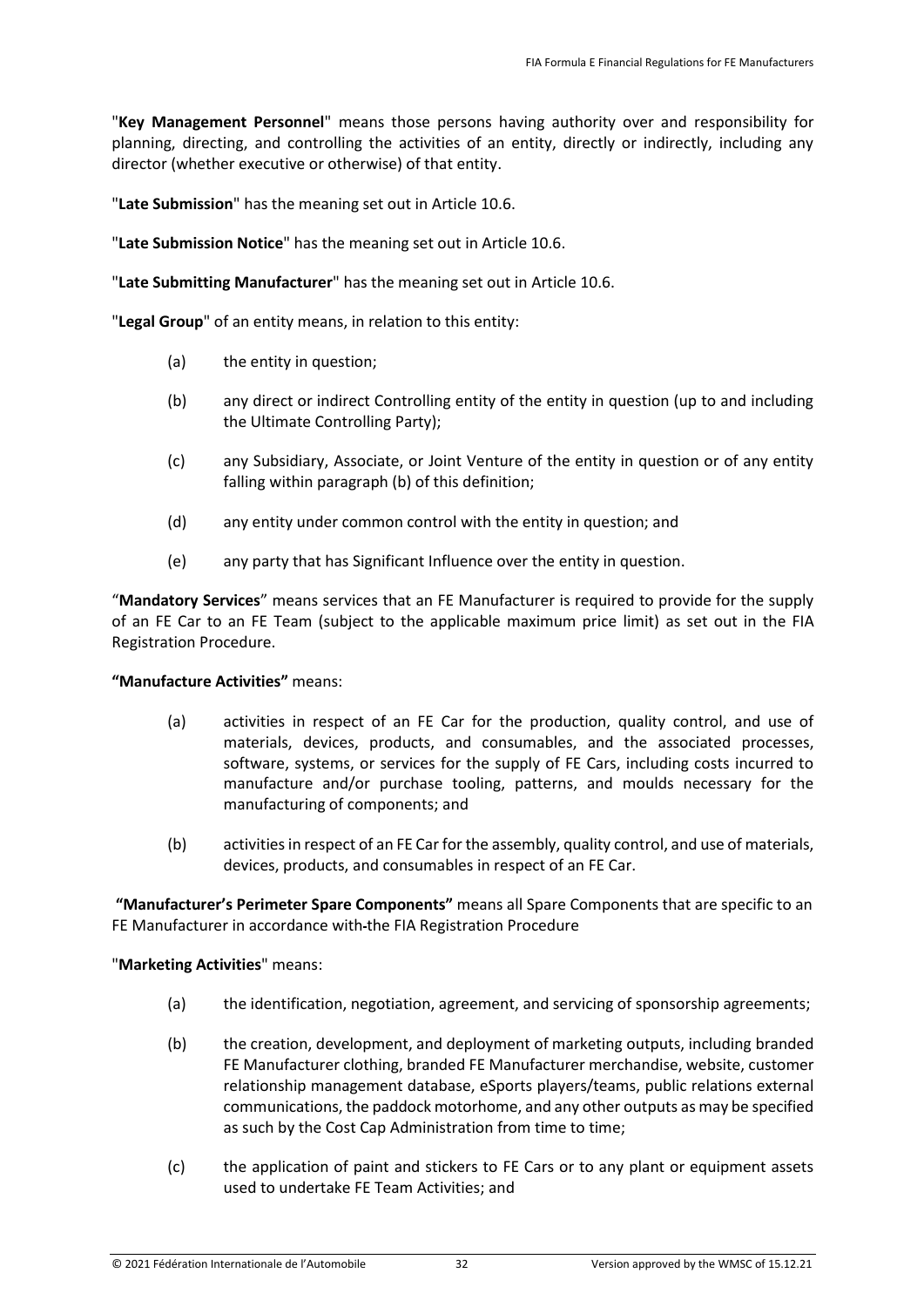"**Key Management Personnel**" means those persons having authority over and responsibility for planning, directing, and controlling the activities of an entity, directly or indirectly, including any director (whether executive or otherwise) of that entity.

"**Late Submission**" has the meaning set out in Article 10.6.

"**Late Submission Notice**" has the meaning set out in Article 10.6.

"**Late Submitting Manufacturer**" has the meaning set out in Article 10.6.

"**Legal Group**" of an entity means, in relation to this entity:

(a) the entity in question;

(b) any direct or indirect Controlling entity of the entity in question (up to and including the Ultimate Controlling Party);

(c) any Subsidiary, Associate, or Joint Venture of the entity in question or of any entity falling within paragraph (b) of this definition;

(d) any entity under common control with the entity in question; and

(e) any party that has Significant Influence over the entity in question.

"**Mandatory Services**" means services that an FE Manufacturer is required to provide for the supply of an FE Car to an FE Team (subject to the applicable maximum price limit) as set out in the FIA Registration Procedure.

**"Manufacture Activities"** means:

(a) activities in respect of an FE Car for the production, quality control, and use of materials, devices, products, and consumables, and the associated processes, software, systems, or services for the supply of FE Cars, including costs incurred to manufacture and/or purchase tooling, patterns, and moulds necessary for the manufacturing of components; and

(b) activities in respect of an FE Car for the assembly, quality control, and use of materials, devices, products, and consumables in respect of an FE Car.

**"Manufacturer's Perimeter Spare Components"** means all Spare Components that are specific to an FE Manufacturer in accordance with the FIA Registration Procedure

"**Marketing Activities**" means:

(a) the identification, negotiation, agreement, and servicing of sponsorship agreements;

(b) the creation, development, and deployment of marketing outputs, including branded FE Manufacturer clothing, branded FE Manufacturer merchandise, website, customer relationship management database, eSports players/teams, public relations external communications, the paddock motorhome, and any other outputs as may be specified as such by the Cost Cap Administration from time to time;

(c) the application of paint and stickers to FE Cars or to any plant or equipment assets used to undertake FE Team Activities; and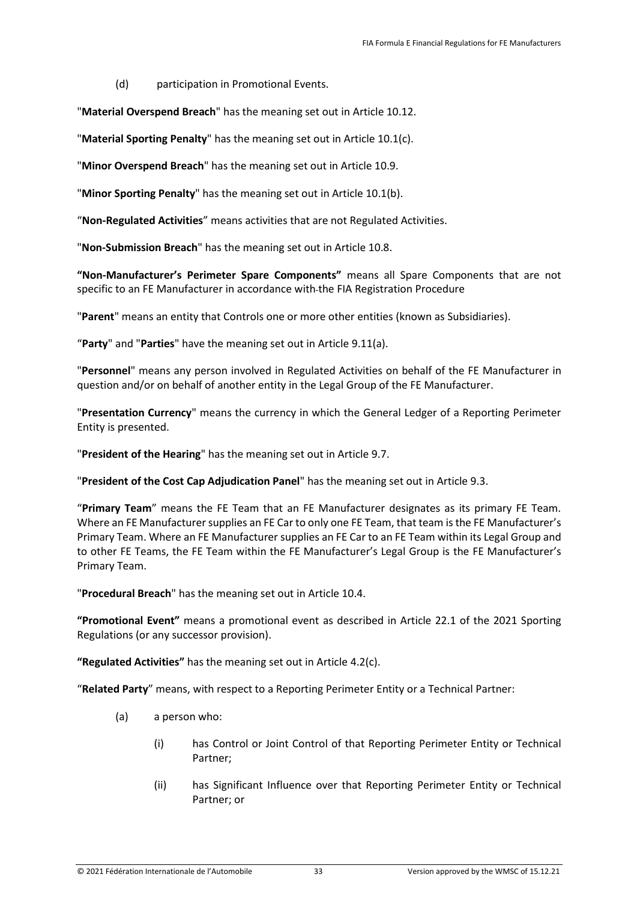(d) participation in Promotional Events.

"**Material Overspend Breach**" has the meaning set out in Article 10.12.

"**Material Sporting Penalty**" has the meaning set out in Article 10.1(c).

"**Minor Overspend Breach**" has the meaning set out in Article 10.9.

"**Minor Sporting Penalty**" has the meaning set out in Article 10.1(b).

"**Non-Regulated Activities**" means activities that are not Regulated Activities.

"**Non-Submission Breach**" has the meaning set out in Article 10.8.

**"Non-Manufacturer's Perimeter Spare Components"** means all Spare Components that are not specific to an FE Manufacturer in accordance with the FIA Registration Procedure

"**Parent**" means an entity that Controls one or more other entities (known as Subsidiaries).

"**Party**" and "**Parties**" have the meaning set out in Article 9.11(a).

"**Personnel**" means any person involved in Regulated Activities on behalf of the FE Manufacturer in question and/or on behalf of another entity in the Legal Group of the FE Manufacturer.

"**Presentation Currency**" means the currency in which the General Ledger of a Reporting Perimeter Entity is presented.

"**President of the Hearing**" has the meaning set out in Article 9.7.

"**President of the Cost Cap Adjudication Panel**" has the meaning set out in Article 9.3.

"**Primary Team**" means the FE Team that an FE Manufacturer designates as its primary FE Team. Where an FE Manufacturer supplies an FE Car to only one FE Team, that team is the FE Manufacturer's Primary Team. Where an FE Manufacturer supplies an FE Car to an FE Team within its Legal Group and to other FE Teams, the FE Team within the FE Manufacturer's Legal Group is the FE Manufacturer's Primary Team.

"**Procedural Breach**" has the meaning set out in Article 10.4.

**"Promotional Event"** means a promotional event as described in Article 22.1 of the 2021 Sporting Regulations (or any successor provision).

**"Regulated Activities"** has the meaning set out in Article 4.2(c).

"**Related Party**" means, with respect to a Reporting Perimeter Entity or a Technical Partner:

(a) a person who:

(i) has Control or Joint Control of that Reporting Perimeter Entity or Technical Partner;

(ii) has Significant Influence over that Reporting Perimeter Entity or Technical Partner; or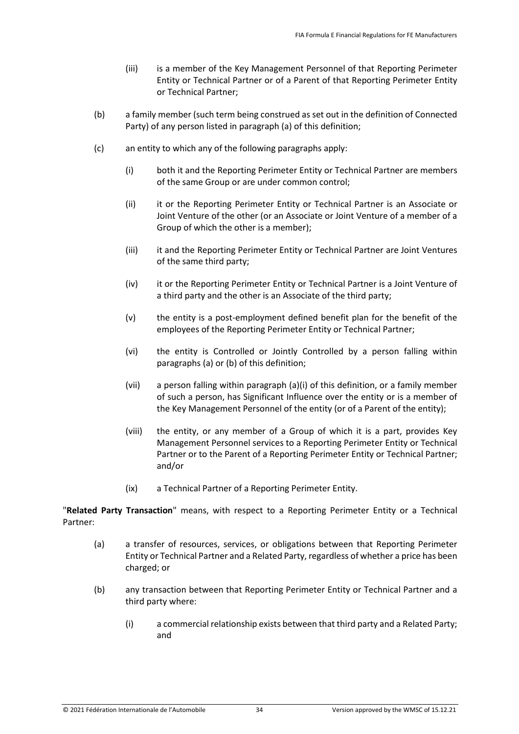(iii) is a member of the Key Management Personnel of that Reporting Perimeter Entity or Technical Partner or of a Parent of that Reporting Perimeter Entity or Technical Partner;

(b) a family member (such term being construed as set out in the definition of Connected Party) of any person listed in paragraph (a) of this definition;

(c) an entity to which any of the following paragraphs apply:

(i) both it and the Reporting Perimeter Entity or Technical Partner are members of the same Group or are under common control;

(ii) it or the Reporting Perimeter Entity or Technical Partner is an Associate or Joint Venture of the other (or an Associate or Joint Venture of a member of a Group of which the other is a member);

(iii) it and the Reporting Perimeter Entity or Technical Partner are Joint Ventures of the same third party;

(iv) it or the Reporting Perimeter Entity or Technical Partner is a Joint Venture of a third party and the other is an Associate of the third party;

(v) the entity is a post-employment defined benefit plan for the benefit of the employees of the Reporting Perimeter Entity or Technical Partner;

(vi) the entity is Controlled or Jointly Controlled by a person falling within paragraphs (a) or (b) of this definition;

(vii) a person falling within paragraph (a)(i) of this definition, or a family member of such a person, has Significant Influence over the entity or is a member of the Key Management Personnel of the entity (or of a Parent of the entity);

(viii) the entity, or any member of a Group of which it is a part, provides Key Management Personnel services to a Reporting Perimeter Entity or Technical Partner or to the Parent of a Reporting Perimeter Entity or Technical Partner; and/or

(ix) a Technical Partner of a Reporting Perimeter Entity.

"**Related Party Transaction**" means, with respect to a Reporting Perimeter Entity or a Technical Partner:

(a) a transfer of resources, services, or obligations between that Reporting Perimeter Entity or Technical Partner and a Related Party, regardless of whether a price has been charged; or

(b) any transaction between that Reporting Perimeter Entity or Technical Partner and a third party where:

(i) a commercial relationship exists between that third party and a Related Party; and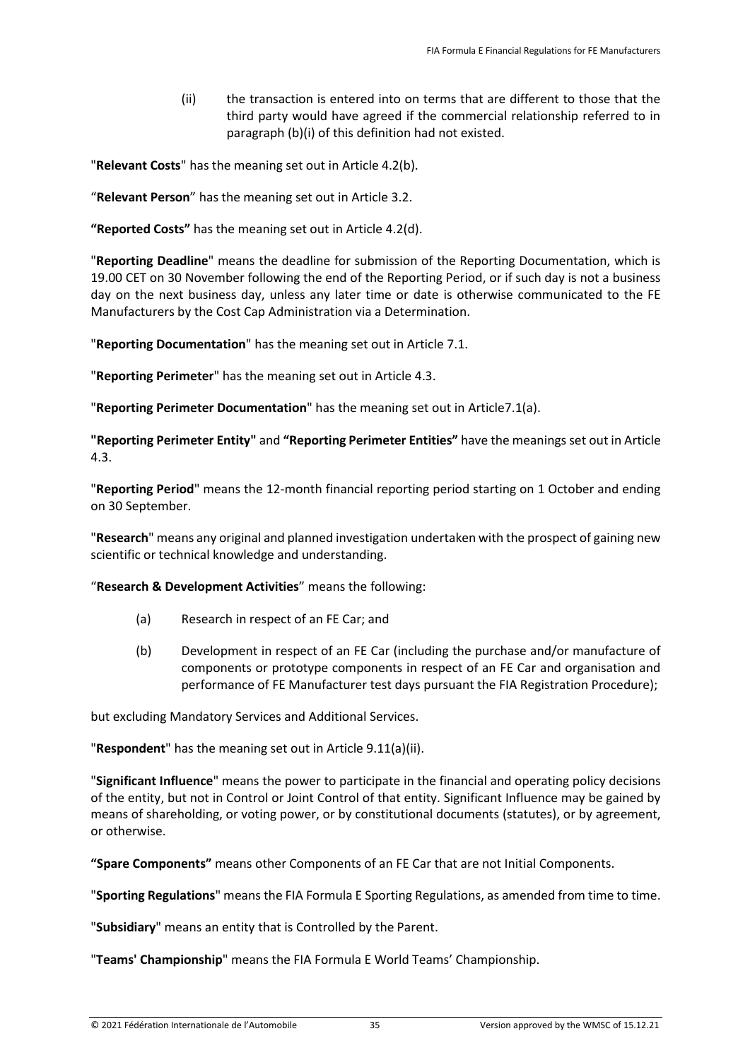(ii) the transaction is entered into on terms that are different to those that the third party would have agreed if the commercial relationship referred to in paragraph (b)(i) of this definition had not existed.

"**Relevant Costs**" has the meaning set out in Article 4.2(b).

"**Relevant Person**" has the meaning set out in Article 3.2.

**"Reported Costs"** has the meaning set out in Article 4.2(d).

"**Reporting Deadline**" means the deadline for submission of the Reporting Documentation, which is 19.00 CET on 30 November following the end of the Reporting Period, or if such day is not a business day on the next business day, unless any later time or date is otherwise communicated to the FE Manufacturers by the Cost Cap Administration via a Determination.

"**Reporting Documentation**" has the meaning set out in Article 7.1.

"**Reporting Perimeter**" has the meaning set out in Article 4.3.

"**Reporting Perimeter Documentation**" has the meaning set out in Article7.1(a).

**"Reporting Perimeter Entity"** and **"Reporting Perimeter Entities"** have the meanings set out in Article 4.3.

"**Reporting Period**" means the 12-month financial reporting period starting on 1 October and ending on 30 September.

"**Research**" means any original and planned investigation undertaken with the prospect of gaining new scientific or technical knowledge and understanding.

"**Research & Development Activities**" means the following:

(a) Research in respect of an FE Car; and

(b) Development in respect of an FE Car (including the purchase and/or manufacture of components or prototype components in respect of an FE Car and organisation and performance of FE Manufacturer test days pursuant the FIA Registration Procedure);

but excluding Mandatory Services and Additional Services.

"**Respondent**" has the meaning set out in Article 9.11(a)(ii).

"**Significant Influence**" means the power to participate in the financial and operating policy decisions of the entity, but not in Control or Joint Control of that entity. Significant Influence may be gained by means of shareholding, or voting power, or by constitutional documents (statutes), or by agreement, or otherwise.

**"Spare Components"** means other Components of an FE Car that are not Initial Components.

"**Sporting Regulations**" means the FIA Formula E Sporting Regulations, as amended from time to time.

"**Subsidiary**" means an entity that is Controlled by the Parent.

"**Teams' Championship**" means the FIA Formula E World Teams' Championship.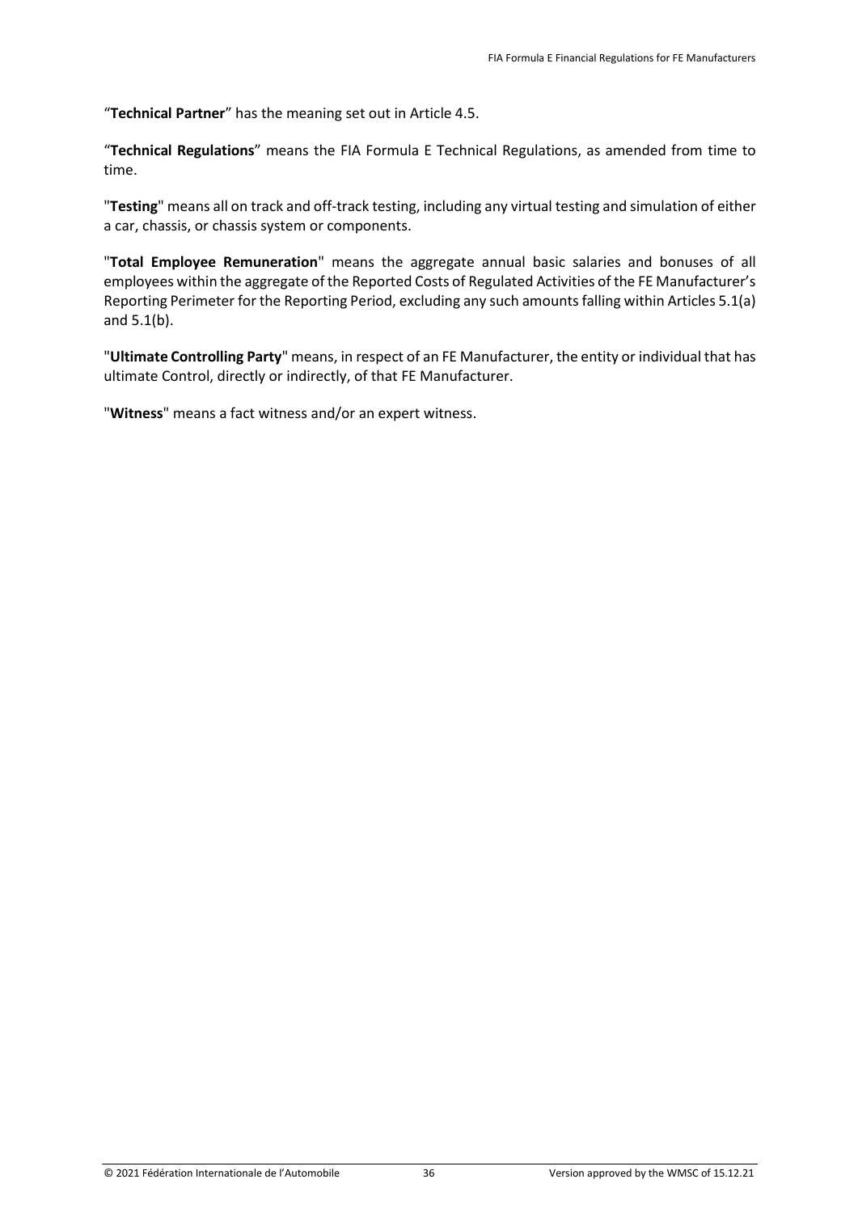"**Technical Partner**" has the meaning set out in Article 4.5.

"**Technical Regulations**" means the FIA Formula E Technical Regulations, as amended from time to time.

"**Testing**" means all on track and off-track testing, including any virtual testing and simulation of either a car, chassis, or chassis system or components.

"**Total Employee Remuneration**" means the aggregate annual basic salaries and bonuses of all employees within the aggregate of the Reported Costs of Regulated Activities of the FE Manufacturer's Reporting Perimeter for the Reporting Period, excluding any such amounts falling within Articles 5.1(a) and 5.1(b).

"**Ultimate Controlling Party**" means, in respect of an FE Manufacturer, the entity or individual that has ultimate Control, directly or indirectly, of that FE Manufacturer.

"**Witness**" means a fact witness and/or an expert witness.